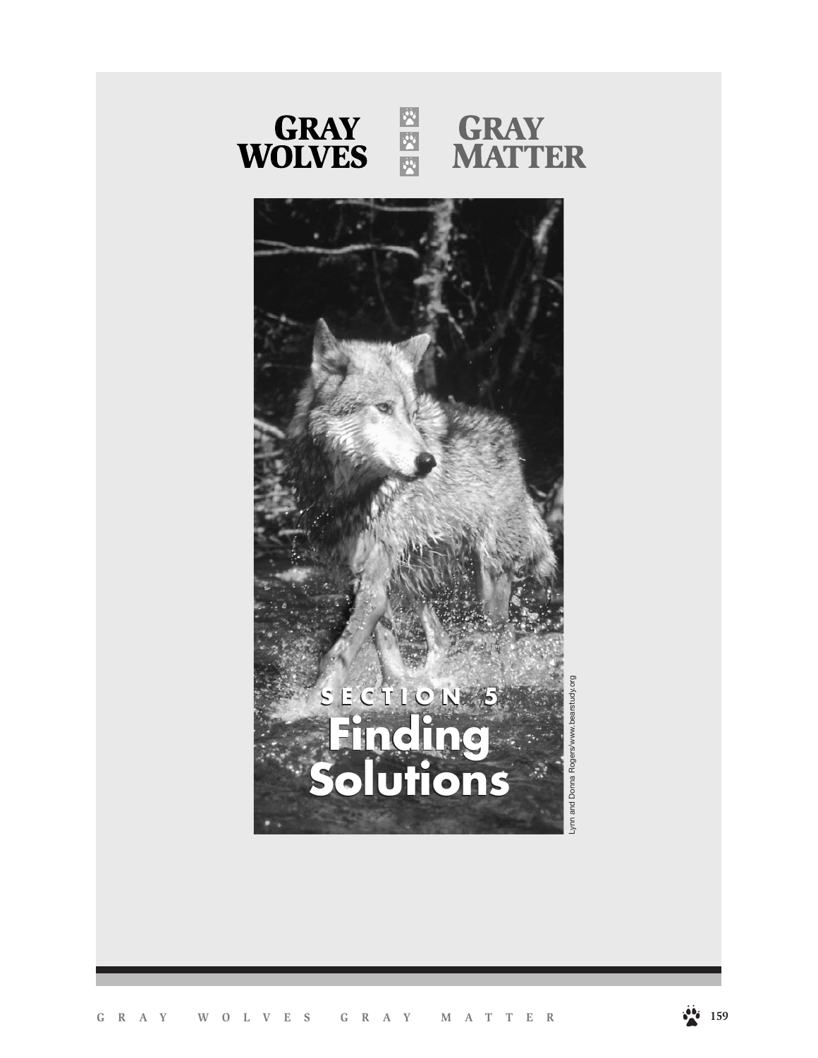# GRAY WOLVES GRAY MATTER

## SECTION 5

# Finding Solutions

Lynn and Donna Rogers/www.bearstudy.org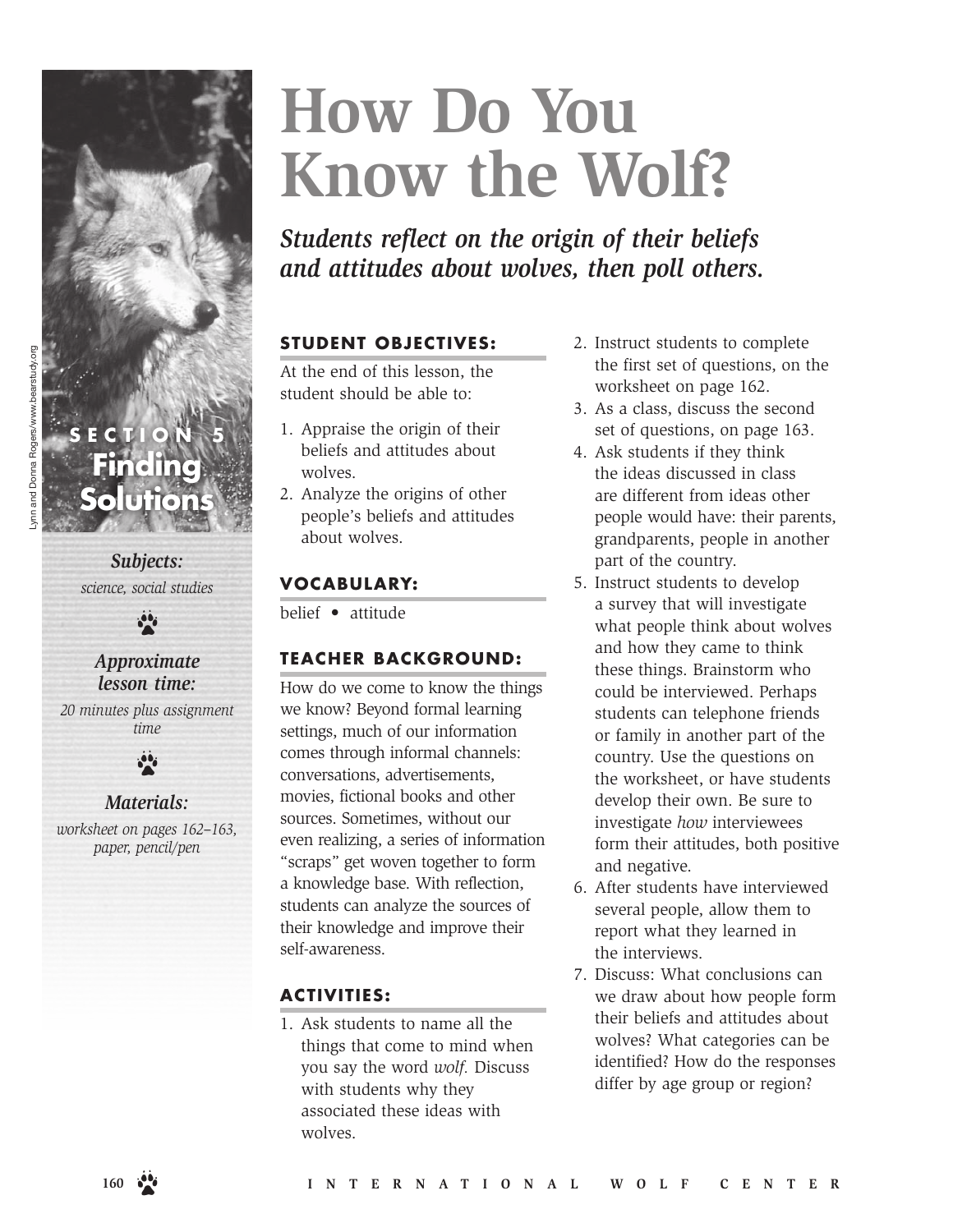# How Do You Know the Wolf?

***Students reflect on the origin of their beliefs and attitudes about wolves, then poll others.***

Lynn and Donna Rogers/www.bearstudy.org

**SECTION 5**
**Finding Solutions**

***Subjects:***
*science, social studies*

***Approximate lesson time:***
*20 minutes plus assignment time*

***Materials:***
*worksheet on pages 162–163, paper, pencil/pen*

### STUDENT OBJECTIVES:

At the end of this lesson, the student should be able to:

1. Appraise the origin of their beliefs and attitudes about wolves.
2. Analyze the origins of other people's beliefs and attitudes about wolves.

### VOCABULARY:

belief • attitude

### TEACHER BACKGROUND:

How do we come to know the things we know? Beyond formal learning settings, much of our information comes through informal channels: conversations, advertisements, movies, fictional books and other sources. Sometimes, without our even realizing, a series of information "scraps" get woven together to form a knowledge base. With reflection, students can analyze the sources of their knowledge and improve their self-awareness.

### ACTIVITIES:

1. Ask students to name all the things that come to mind when you say the word *wolf.* Discuss with students why they associated these ideas with wolves.
2. Instruct students to complete the first set of questions, on the worksheet on page 162.
3. As a class, discuss the second set of questions, on page 163.
4. Ask students if they think the ideas discussed in class are different from ideas other people would have: their parents, grandparents, people in another part of the country.
5. Instruct students to develop a survey that will investigate what people think about wolves and how they came to think these things. Brainstorm who could be interviewed. Perhaps students can telephone friends or family in another part of the country. Use the questions on the worksheet, or have students develop their own. Be sure to investigate *how* interviewees form their attitudes, both positive and negative.
6. After students have interviewed several people, allow them to report what they learned in the interviews.
7. Discuss: What conclusions can we draw about how people form their beliefs and attitudes about wolves? What categories can be identified? How do the responses differ by age group or region?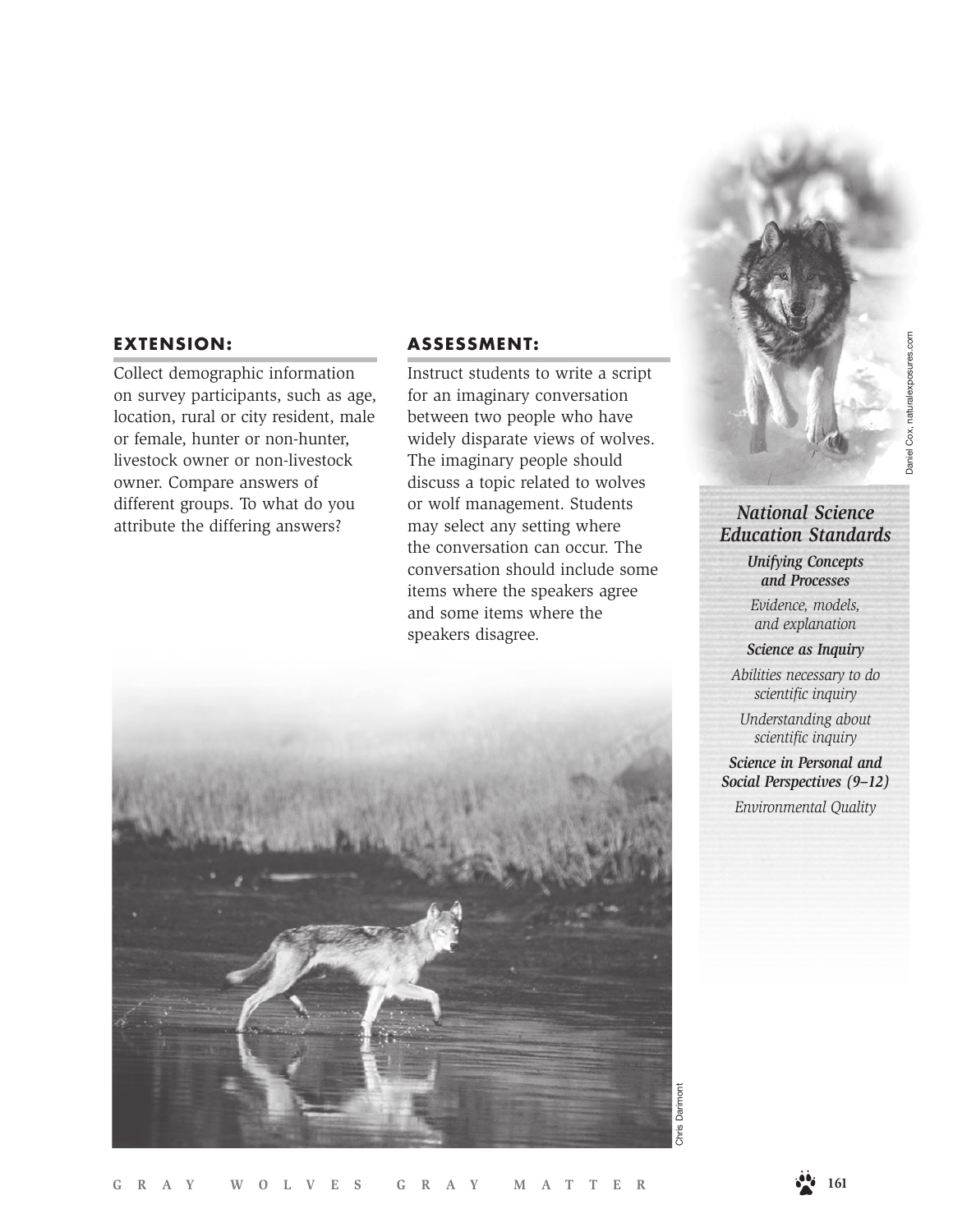## EXTENSION:

Collect demographic information on survey participants, such as age, location, rural or city resident, male or female, hunter or non-hunter, livestock owner or non-livestock owner. Compare answers of different groups. To what do you attribute the differing answers?

## ASSESSMENT:

Instruct students to write a script for an imaginary conversation between two people who have widely disparate views of wolves. The imaginary people should discuss a topic related to wolves or wolf management. Students may select any setting where the conversation can occur. The conversation should include some items where the speakers agree and some items where the speakers disagree.

Daniel Cox, naturalexposures.com

### *National Science Education Standards*

***Unifying Concepts and Processes***

*Evidence, models, and explanation*

***Science as Inquiry***

*Abilities necessary to do scientific inquiry*

*Understanding about scientific inquiry*

***Science in Personal and Social Perspectives (9–12)***

*Environmental Quality*

Chris Darimont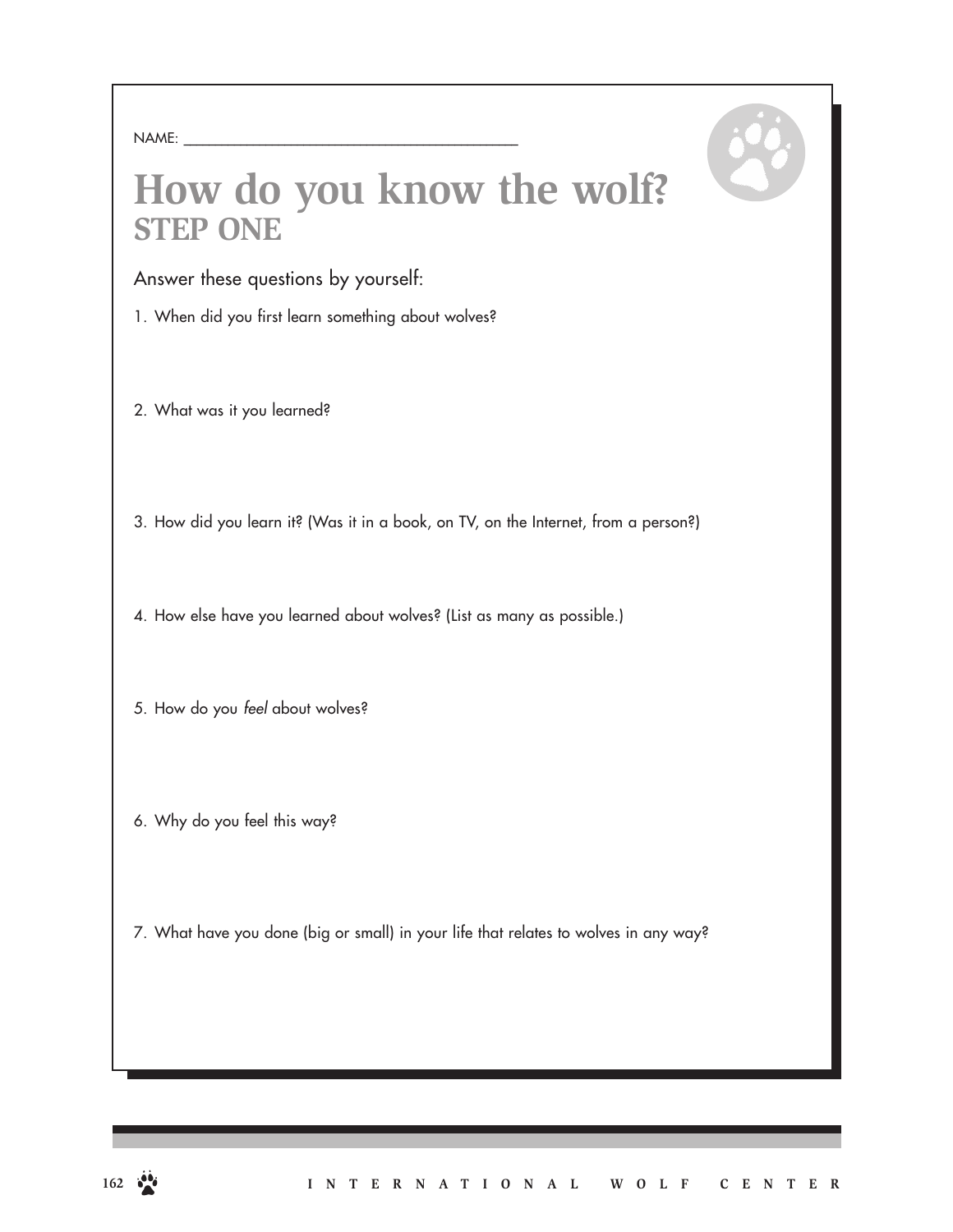NAME: ___________________________________________

# How do you know the wolf?
## STEP ONE

Answer these questions by yourself:

1. When did you first learn something about wolves?

2. What was it you learned?

3. How did you learn it? (Was it in a book, on TV, on the Internet, from a person?)

4. How else have you learned about wolves? (List as many as possible.)

5. How do you *feel* about wolves?

6. Why do you feel this way?

7. What have you done (big or small) in your life that relates to wolves in any way?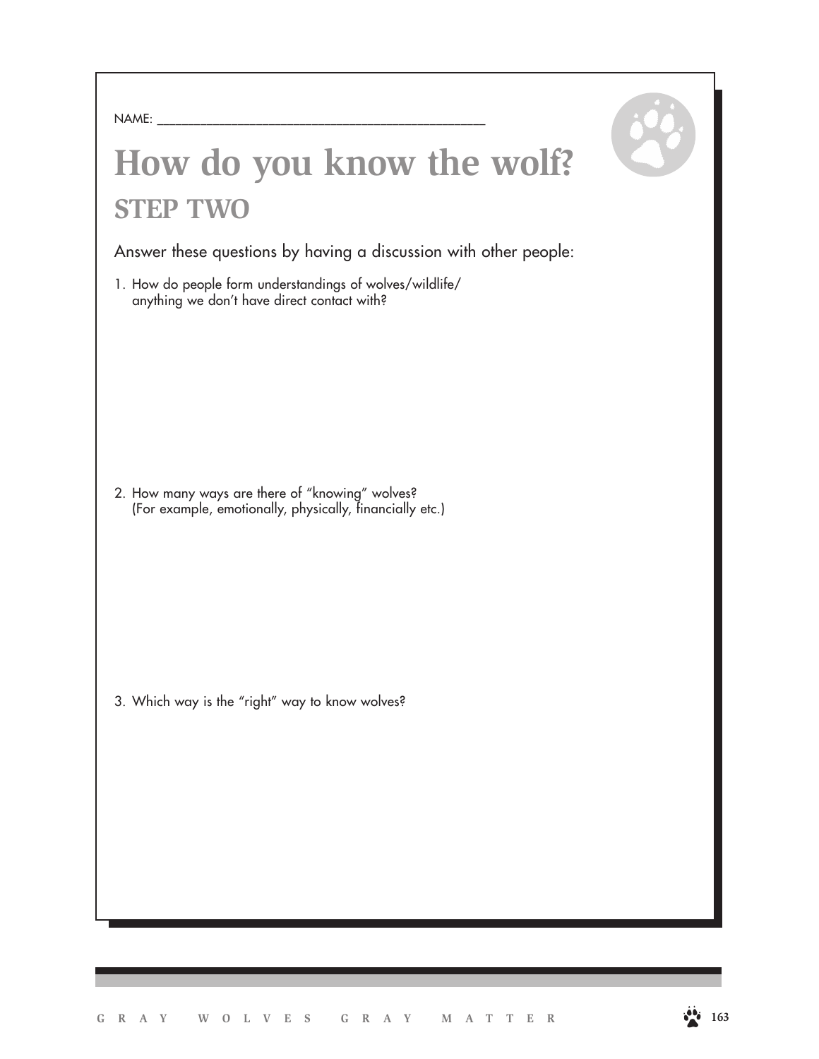NAME: ___________________________________________

# How do you know the wolf?

## STEP TWO

Answer these questions by having a discussion with other people:

1. How do people form understandings of wolves/wildlife/ anything we don't have direct contact with?

2. How many ways are there of "knowing" wolves? (For example, emotionally, physically, financially etc.)

3. Which way is the "right" way to know wolves?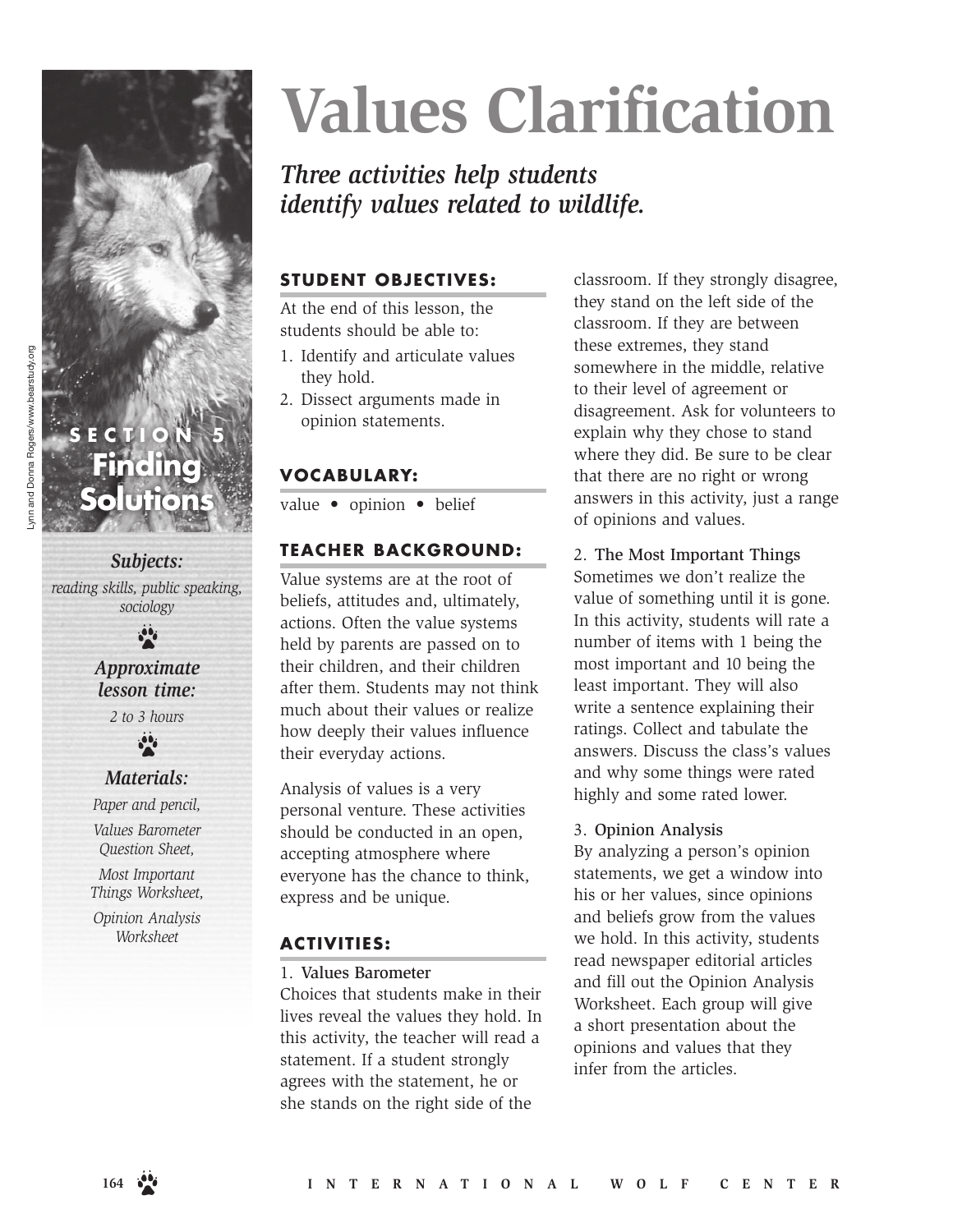# Values Clarification

*Three activities help students identify values related to wildlife.*

Lynn and Donna Rogers/www.bearstudy.org

**SECTION 5**
**Finding Solutions**

***Subjects:***
*reading skills, public speaking, sociology*

***Approximate lesson time:***
*2 to 3 hours*

***Materials:***
*Paper and pencil,*
*Values Barometer Question Sheet,*
*Most Important Things Worksheet,*
*Opinion Analysis Worksheet*

## STUDENT OBJECTIVES:

At the end of this lesson, the students should be able to:

1. Identify and articulate values they hold.
2. Dissect arguments made in opinion statements.

## VOCABULARY:

value • opinion • belief

## TEACHER BACKGROUND:

Value systems are at the root of beliefs, attitudes and, ultimately, actions. Often the value systems held by parents are passed on to their children, and their children after them. Students may not think much about their values or realize how deeply their values influence their everyday actions.

Analysis of values is a very personal venture. These activities should be conducted in an open, accepting atmosphere where everyone has the chance to think, express and be unique.

## ACTIVITIES:

1. Values Barometer

Choices that students make in their lives reveal the values they hold. In this activity, the teacher will read a statement. If a student strongly agrees with the statement, he or she stands on the right side of the classroom. If they strongly disagree, they stand on the left side of the classroom. If they are between these extremes, they stand somewhere in the middle, relative to their level of agreement or disagreement. Ask for volunteers to explain why they chose to stand where they did. Be sure to be clear that there are no right or wrong answers in this activity, just a range of opinions and values.

2. The Most Important Things

Sometimes we don't realize the value of something until it is gone. In this activity, students will rate a number of items with 1 being the most important and 10 being the least important. They will also write a sentence explaining their ratings. Collect and tabulate the answers. Discuss the class's values and why some things were rated highly and some rated lower.

3. Opinion Analysis

By analyzing a person's opinion statements, we get a window into his or her values, since opinions and beliefs grow from the values we hold. In this activity, students read newspaper editorial articles and fill out the Opinion Analysis Worksheet. Each group will give a short presentation about the opinions and values that they infer from the articles.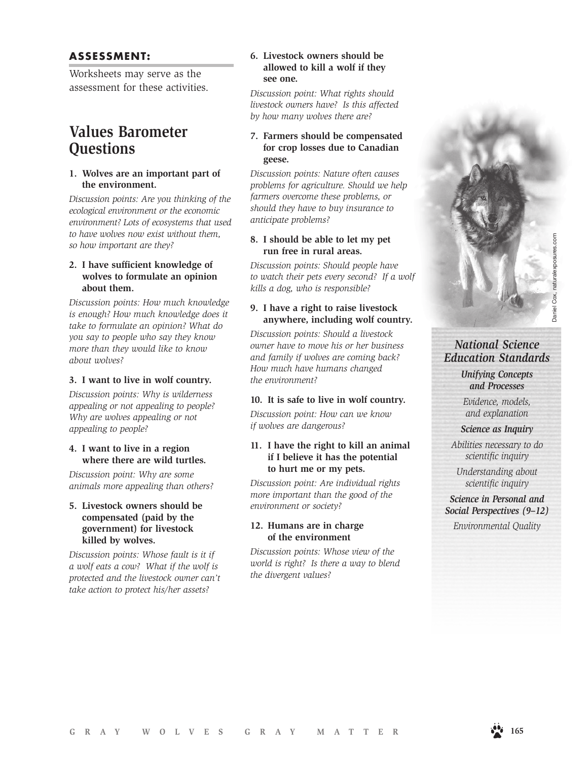## ASSESSMENT:

Worksheets may serve as the assessment for these activities.

## Values Barometer Questions

**1. Wolves are an important part of the environment.**

*Discussion points: Are you thinking of the ecological environment or the economic environment? Lots of ecosystems that used to have wolves now exist without them, so how important are they?*

**2. I have sufficient knowledge of wolves to formulate an opinion about them.**

*Discussion points: How much knowledge is enough? How much knowledge does it take to formulate an opinion? What do you say to people who say they know more than they would like to know about wolves?*

**3. I want to live in wolf country.**

*Discussion points: Why is wilderness appealing or not appealing to people? Why are wolves appealing or not appealing to people?*

**4. I want to live in a region where there are wild turtles.**

*Discussion point: Why are some animals more appealing than others?*

**5. Livestock owners should be compensated (paid by the government) for livestock killed by wolves.**

*Discussion points: Whose fault is it if a wolf eats a cow? What if the wolf is protected and the livestock owner can't take action to protect his/her assets?*

**6. Livestock owners should be allowed to kill a wolf if they see one.**

*Discussion point: What rights should livestock owners have? Is this affected by how many wolves there are?*

**7. Farmers should be compensated for crop losses due to Canadian geese.**

*Discussion points: Nature often causes problems for agriculture. Should we help farmers overcome these problems, or should they have to buy insurance to anticipate problems?*

**8. I should be able to let my pet run free in rural areas.**

*Discussion points: Should people have to watch their pets every second? If a wolf kills a dog, who is responsible?*

**9. I have a right to raise livestock anywhere, including wolf country.**

*Discussion points: Should a livestock owner have to move his or her business and family if wolves are coming back? How much have humans changed the environment?*

**10. It is safe to live in wolf country.**

*Discussion point: How can we know if wolves are dangerous?*

**11. I have the right to kill an animal if I believe it has the potential to hurt me or my pets.**

*Discussion point: Are individual rights more important than the good of the environment or society?*

**12. Humans are in charge of the environment**

*Discussion points: Whose view of the world is right? Is there a way to blend the divergent values?*

Daniel Cox, naturalexposures.com

### *National Science Education Standards*

***Unifying Concepts and Processes***

*Evidence, models, and explanation*

***Science as Inquiry***

*Abilities necessary to do scientific inquiry*

*Understanding about scientific inquiry*

***Science in Personal and Social Perspectives (9–12)***

*Environmental Quality*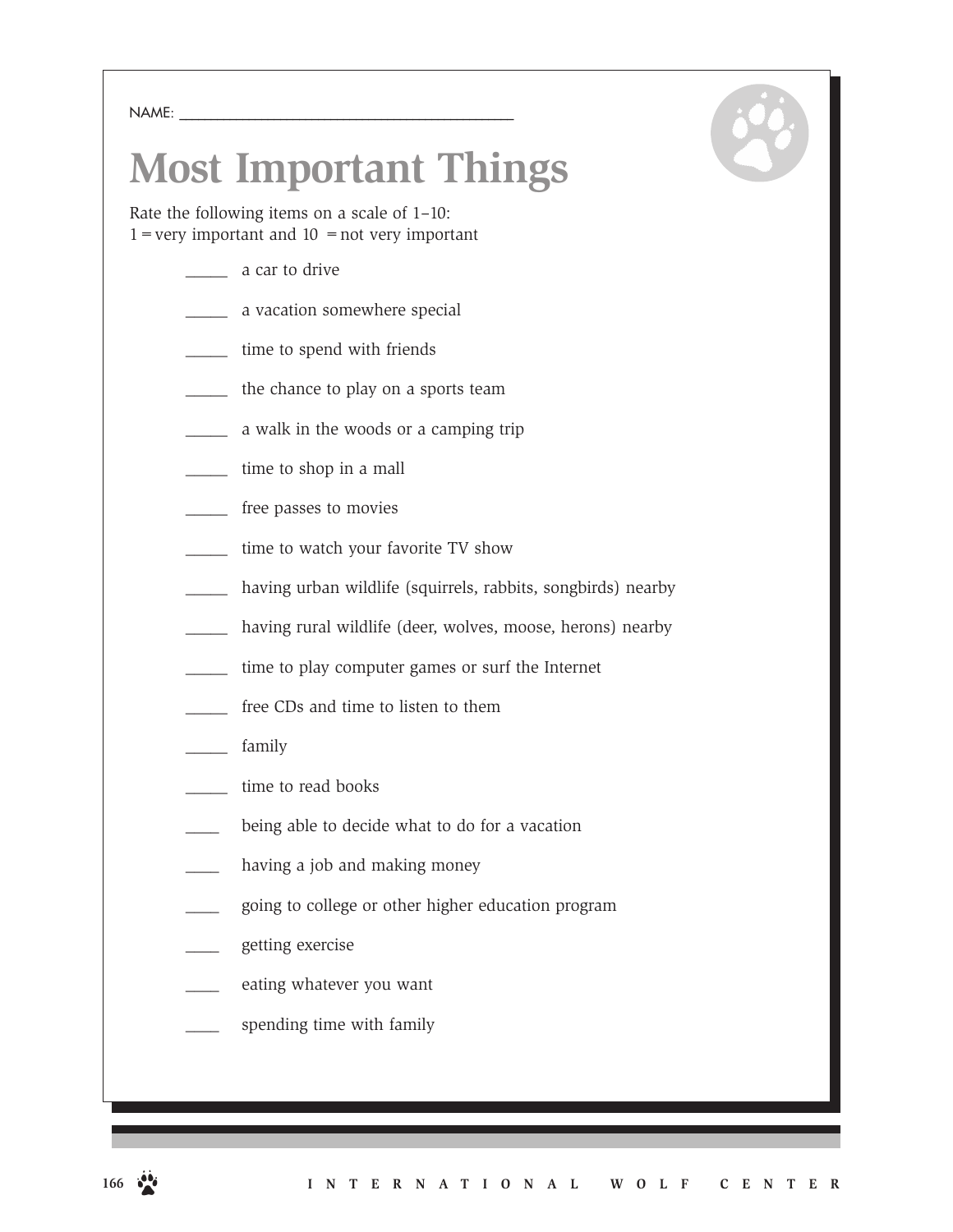NAME: ________________________________________

# Most Important Things

Rate the following items on a scale of 1–10:
1 = very important and 10 = not very important

_____ a car to drive

_____ a vacation somewhere special

_____ time to spend with friends

_____ the chance to play on a sports team

_____ a walk in the woods or a camping trip

_____ time to shop in a mall

_____ free passes to movies

_____ time to watch your favorite TV show

_____ having urban wildlife (squirrels, rabbits, songbirds) nearby

_____ having rural wildlife (deer, wolves, moose, herons) nearby

_____ time to play computer games or surf the Internet

_____ free CDs and time to listen to them

_____ family

_____ time to read books

____ being able to decide what to do for a vacation

____ having a job and making money

____ going to college or other higher education program

____ getting exercise

____ eating whatever you want

____ spending time with family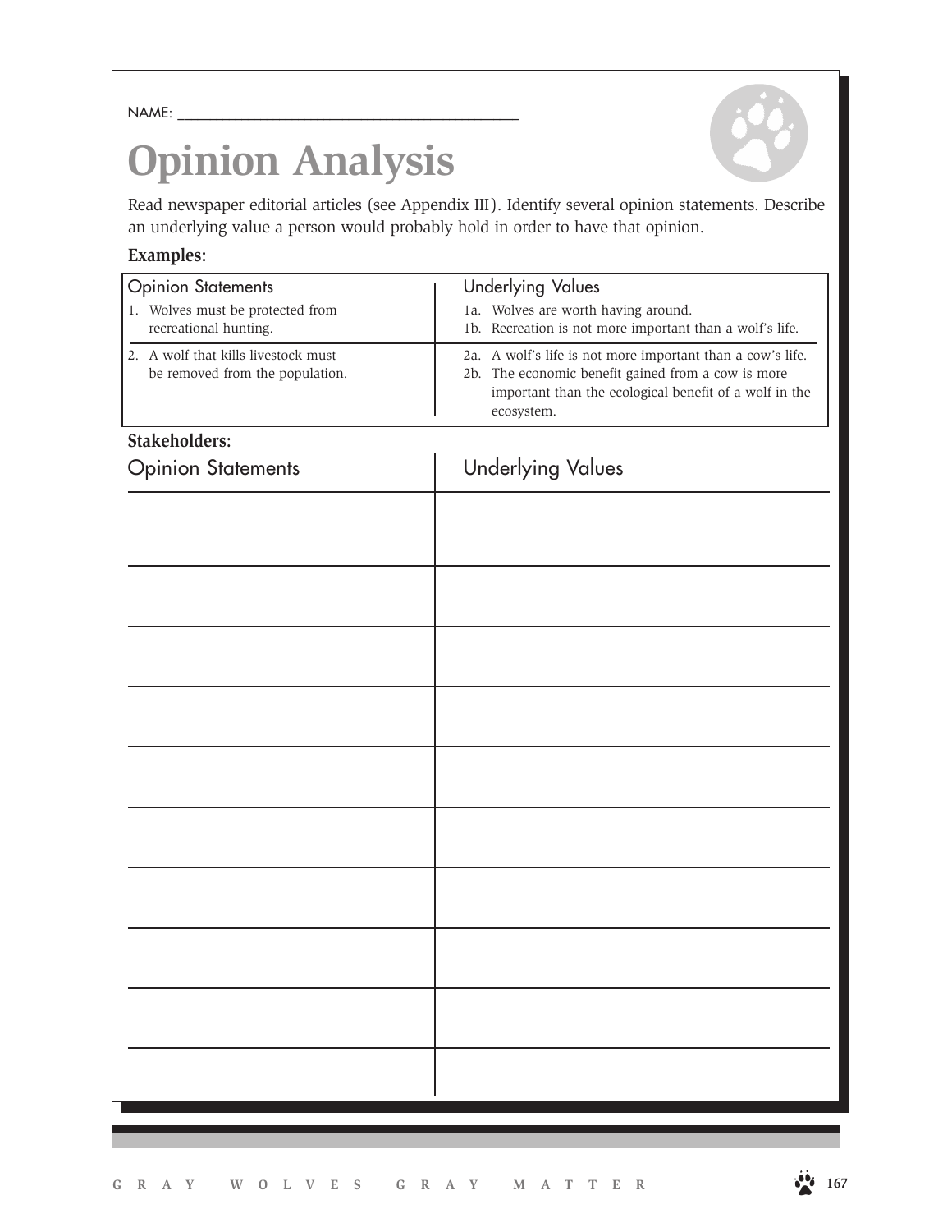NAME: ___________________________________________

# Opinion Analysis

Read newspaper editorial articles (see Appendix III). Identify several opinion statements. Describe an underlying value a person would probably hold in order to have that opinion.

**Examples:**

| Opinion Statements | Underlying Values |
|---|---|
| 1. Wolves must be protected from recreational hunting. | 1a. Wolves are worth having around.<br>1b. Recreation is not more important than a wolf's life. |
| 2. A wolf that kills livestock must be removed from the population. | 2a. A wolf's life is not more important than a cow's life.<br>2b. The economic benefit gained from a cow is more important than the ecological benefit of a wolf in the ecosystem. |

**Stakeholders:**

| Opinion Statements | Underlying Values |
|---|---|
| | |
| | |
| | |
| | |
| | |
| | |
| | |
| | |
| | |
| | |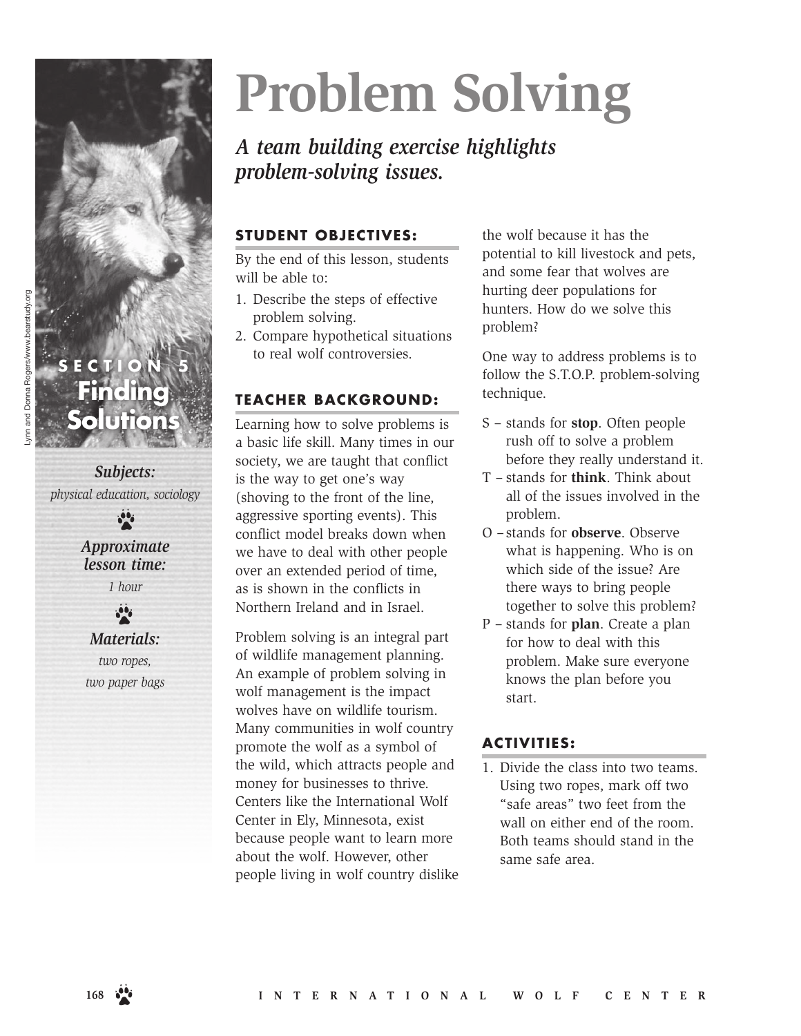# Problem Solving

*A team building exercise highlights problem-solving issues.*

Lynn and Donna Rogers/www.bearstudy.org

**SECTION 5**
**Finding Solutions**

***Subjects:***
*physical education, sociology*

***Approximate lesson time:***
*1 hour*

***Materials:***
*two ropes, two paper bags*

## STUDENT OBJECTIVES:

By the end of this lesson, students will be able to:

1. Describe the steps of effective problem solving.
2. Compare hypothetical situations to real wolf controversies.

## TEACHER BACKGROUND:

Learning how to solve problems is a basic life skill. Many times in our society, we are taught that conflict is the way to get one's way (shoving to the front of the line, aggressive sporting events). This conflict model breaks down when we have to deal with other people over an extended period of time, as is shown in the conflicts in Northern Ireland and in Israel.

Problem solving is an integral part of wildlife management planning. An example of problem solving in wolf management is the impact wolves have on wildlife tourism. Many communities in wolf country promote the wolf as a symbol of the wild, which attracts people and money for businesses to thrive. Centers like the International Wolf Center in Ely, Minnesota, exist because people want to learn more about the wolf. However, other people living in wolf country dislike the wolf because it has the potential to kill livestock and pets, and some fear that wolves are hurting deer populations for hunters. How do we solve this problem?

One way to address problems is to follow the S.T.O.P. problem-solving technique.

- S – stands for **stop**. Often people rush off to solve a problem before they really understand it.
- T – stands for **think**. Think about all of the issues involved in the problem.
- O – stands for **observe**. Observe what is happening. Who is on which side of the issue? Are there ways to bring people together to solve this problem?
- P – stands for **plan**. Create a plan for how to deal with this problem. Make sure everyone knows the plan before you start.

## ACTIVITIES:

1. Divide the class into two teams. Using two ropes, mark off two "safe areas" two feet from the wall on either end of the room. Both teams should stand in the same safe area.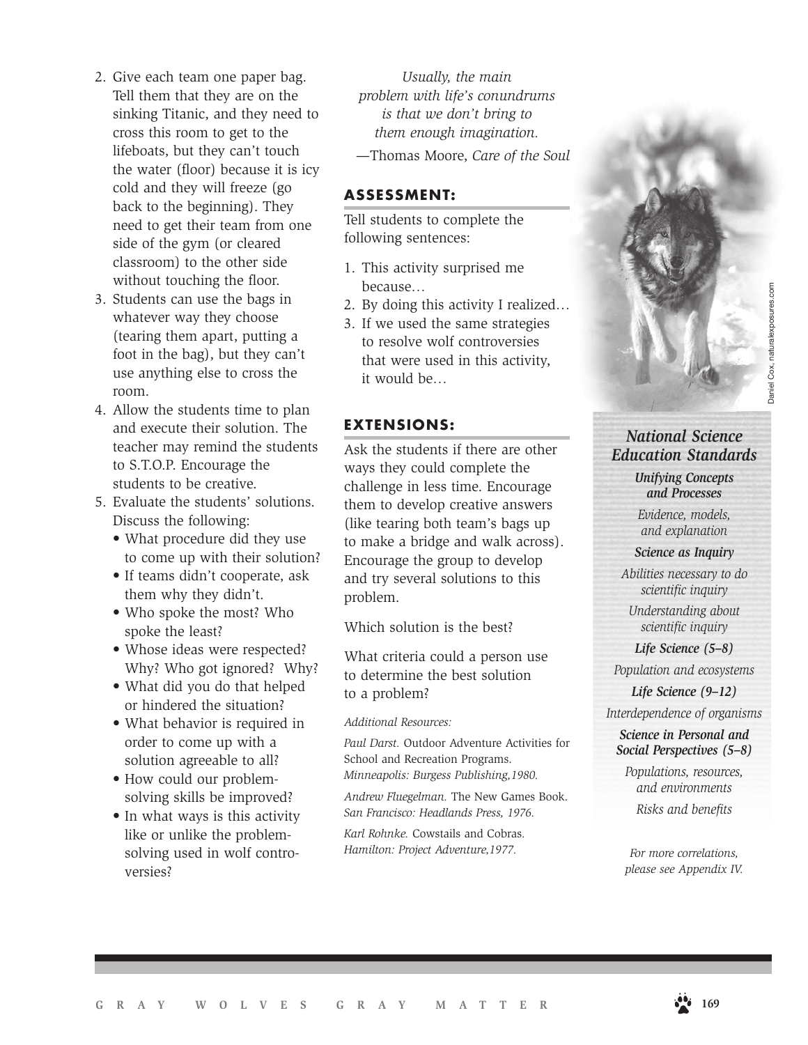2. Give each team one paper bag. Tell them that they are on the sinking Titanic, and they need to cross this room to get to the lifeboats, but they can't touch the water (floor) because it is icy cold and they will freeze (go back to the beginning). They need to get their team from one side of the gym (or cleared classroom) to the other side without touching the floor.
3. Students can use the bags in whatever way they choose (tearing them apart, putting a foot in the bag), but they can't use anything else to cross the room.
4. Allow the students time to plan and execute their solution. The teacher may remind the students to S.T.O.P. Encourage the students to be creative.
5. Evaluate the students' solutions. Discuss the following:
   - What procedure did they use to come up with their solution?
   - If teams didn't cooperate, ask them why they didn't.
   - Who spoke the most? Who spoke the least?
   - Whose ideas were respected? Why? Who got ignored? Why?
   - What did you do that helped or hindered the situation?
   - What behavior is required in order to come up with a solution agreeable to all?
   - How could our problem-solving skills be improved?
   - In what ways is this activity like or unlike the problem-solving used in wolf controversies?

*Usually, the main problem with life's conundrums is that we don't bring to them enough imagination.*

—Thomas Moore, *Care of the Soul*

## ASSESSMENT:

Tell students to complete the following sentences:

1. This activity surprised me because…
2. By doing this activity I realized…
3. If we used the same strategies to resolve wolf controversies that were used in this activity, it would be…

## EXTENSIONS:

Ask the students if there are other ways they could complete the challenge in less time. Encourage them to develop creative answers (like tearing both team's bags up to make a bridge and walk across). Encourage the group to develop and try several solutions to this problem.

Which solution is the best?

What criteria could a person use to determine the best solution to a problem?

*Additional Resources:*

*Paul Darst.* Outdoor Adventure Activities for School and Recreation Programs. *Minneapolis: Burgess Publishing,1980.*

*Andrew Fluegelman.* The New Games Book. *San Francisco: Headlands Press, 1976.*

*Karl Rohnke.* Cowstails and Cobras. *Hamilton: Project Adventure,1977.*

Daniel Cox, naturalexposures.com

### *National Science Education Standards*

***Unifying Concepts and Processes***

*Evidence, models, and explanation*

***Science as Inquiry***

*Abilities necessary to do scientific inquiry*

*Understanding about scientific inquiry*

***Life Science (5–8)***

*Population and ecosystems*

***Life Science (9–12)***

*Interdependence of organisms*

***Science in Personal and Social Perspectives (5–8)***

*Populations, resources, and environments*

*Risks and benefits*

*For more correlations, please see Appendix IV.*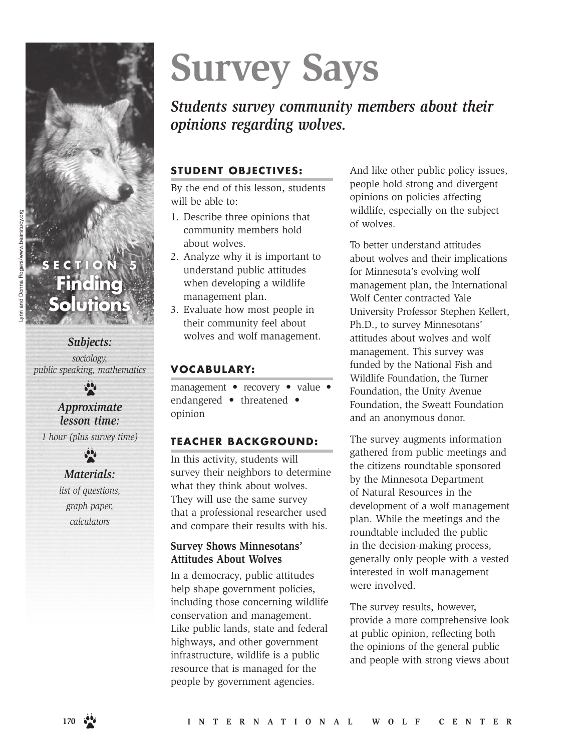# Survey Says

*Students survey community members about their opinions regarding wolves.*

Lynn and Donna Rogers/www.bearstudy.org

SECTION 5
**Finding Solutions**

***Subjects:***
*sociology, public speaking, mathematics*

***Approximate lesson time:***
*1 hour (plus survey time)*

***Materials:***
*list of questions, graph paper, calculators*

## STUDENT OBJECTIVES:

By the end of this lesson, students will be able to:

1. Describe three opinions that community members hold about wolves.
2. Analyze why it is important to understand public attitudes when developing a wildlife management plan.
3. Evaluate how most people in their community feel about wolves and wolf management.

## VOCABULARY:

management • recovery • value • endangered • threatened • opinion

## TEACHER BACKGROUND:

In this activity, students will survey their neighbors to determine what they think about wolves. They will use the same survey that a professional researcher used and compare their results with his.

### Survey Shows Minnesotans' Attitudes About Wolves

In a democracy, public attitudes help shape government policies, including those concerning wildlife conservation and management. Like public lands, state and federal highways, and other government infrastructure, wildlife is a public resource that is managed for the people by government agencies. And like other public policy issues, people hold strong and divergent opinions on policies affecting wildlife, especially on the subject of wolves.

To better understand attitudes about wolves and their implications for Minnesota's evolving wolf management plan, the International Wolf Center contracted Yale University Professor Stephen Kellert, Ph.D., to survey Minnesotans' attitudes about wolves and wolf management. This survey was funded by the National Fish and Wildlife Foundation, the Turner Foundation, the Unity Avenue Foundation, the Sweatt Foundation and an anonymous donor.

The survey augments information gathered from public meetings and the citizens roundtable sponsored by the Minnesota Department of Natural Resources in the development of a wolf management plan. While the meetings and the roundtable included the public in the decision-making process, generally only people with a vested interested in wolf management were involved.

The survey results, however, provide a more comprehensive look at public opinion, reflecting both the opinions of the general public and people with strong views about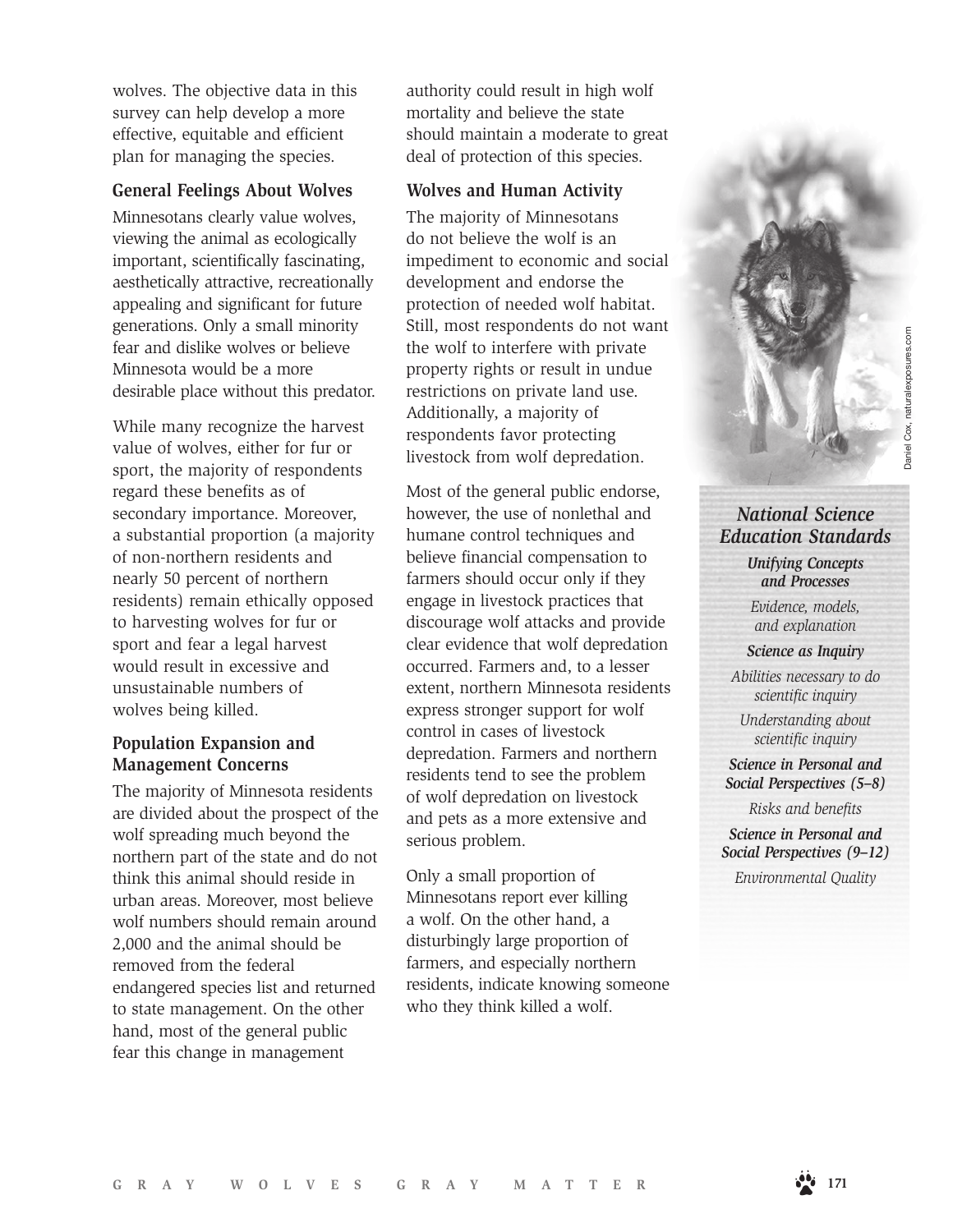wolves. The objective data in this survey can help develop a more effective, equitable and efficient plan for managing the species.

### General Feelings About Wolves

Minnesotans clearly value wolves, viewing the animal as ecologically important, scientifically fascinating, aesthetically attractive, recreationally appealing and significant for future generations. Only a small minority fear and dislike wolves or believe Minnesota would be a more desirable place without this predator.

While many recognize the harvest value of wolves, either for fur or sport, the majority of respondents regard these benefits as of secondary importance. Moreover, a substantial proportion (a majority of non-northern residents and nearly 50 percent of northern residents) remain ethically opposed to harvesting wolves for fur or sport and fear a legal harvest would result in excessive and unsustainable numbers of wolves being killed.

### Population Expansion and Management Concerns

The majority of Minnesota residents are divided about the prospect of the wolf spreading much beyond the northern part of the state and do not think this animal should reside in urban areas. Moreover, most believe wolf numbers should remain around 2,000 and the animal should be removed from the federal endangered species list and returned to state management. On the other hand, most of the general public fear this change in management authority could result in high wolf mortality and believe the state should maintain a moderate to great deal of protection of this species.

### Wolves and Human Activity

The majority of Minnesotans do not believe the wolf is an impediment to economic and social development and endorse the protection of needed wolf habitat. Still, most respondents do not want the wolf to interfere with private property rights or result in undue restrictions on private land use. Additionally, a majority of respondents favor protecting livestock from wolf depredation.

Most of the general public endorse, however, the use of nonlethal and humane control techniques and believe financial compensation to farmers should occur only if they engage in livestock practices that discourage wolf attacks and provide clear evidence that wolf depredation occurred. Farmers and, to a lesser extent, northern Minnesota residents express stronger support for wolf control in cases of livestock depredation. Farmers and northern residents tend to see the problem of wolf depredation on livestock and pets as a more extensive and serious problem.

Only a small proportion of Minnesotans report ever killing a wolf. On the other hand, a disturbingly large proportion of farmers, and especially northern residents, indicate knowing someone who they think killed a wolf.

Daniel Cox, naturalexposures.com

### *National Science Education Standards*

***Unifying Concepts and Processes***

*Evidence, models, and explanation*

***Science as Inquiry***

*Abilities necessary to do scientific inquiry*

*Understanding about scientific inquiry*

***Science in Personal and Social Perspectives (5–8)***

*Risks and benefits*

***Science in Personal and Social Perspectives (9–12)***

*Environmental Quality*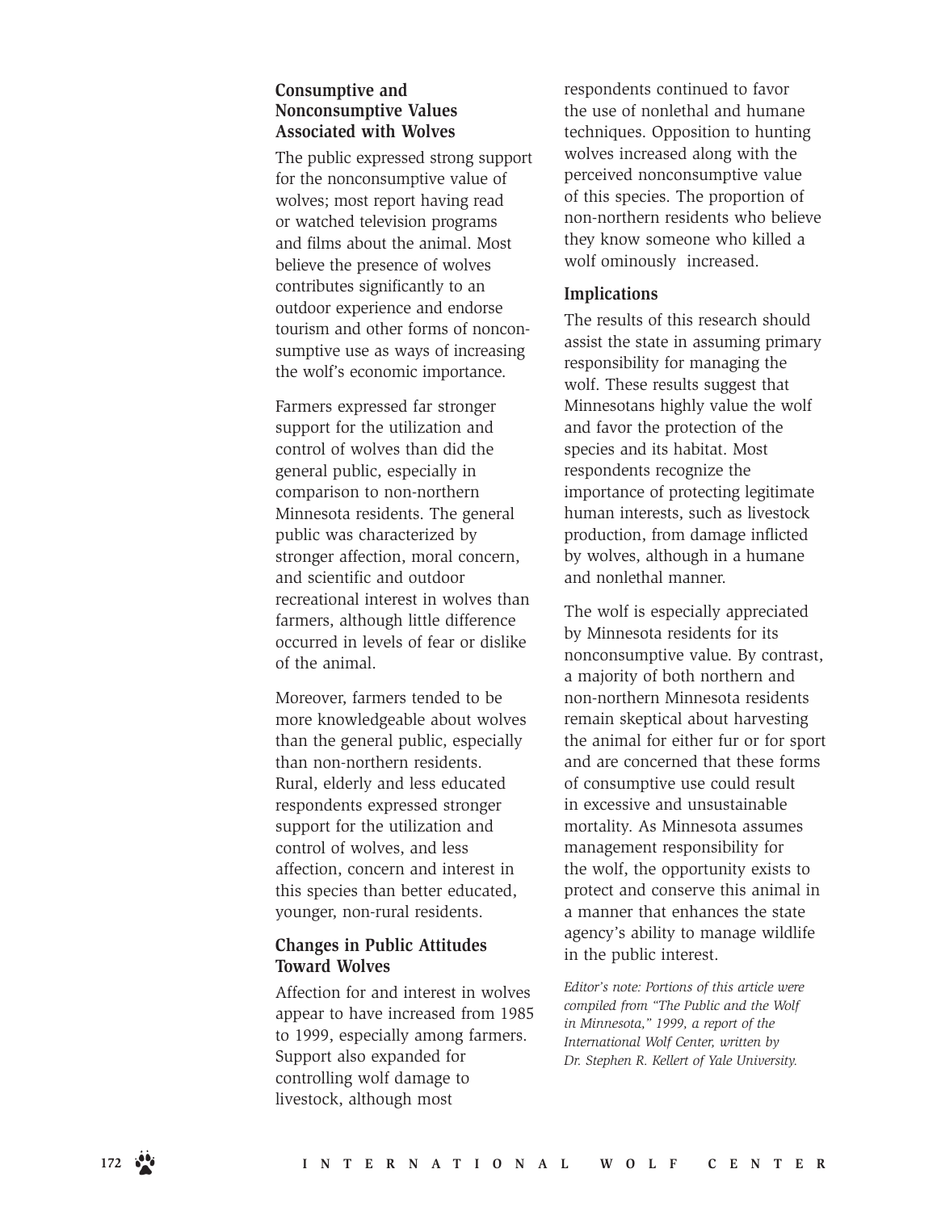### Consumptive and Nonconsumptive Values Associated with Wolves

The public expressed strong support for the nonconsumptive value of wolves; most report having read or watched television programs and films about the animal. Most believe the presence of wolves contributes significantly to an outdoor experience and endorse tourism and other forms of nonconsumptive use as ways of increasing the wolf's economic importance.

Farmers expressed far stronger support for the utilization and control of wolves than did the general public, especially in comparison to non-northern Minnesota residents. The general public was characterized by stronger affection, moral concern, and scientific and outdoor recreational interest in wolves than farmers, although little difference occurred in levels of fear or dislike of the animal.

Moreover, farmers tended to be more knowledgeable about wolves than the general public, especially than non-northern residents. Rural, elderly and less educated respondents expressed stronger support for the utilization and control of wolves, and less affection, concern and interest in this species than better educated, younger, non-rural residents.

### Changes in Public Attitudes Toward Wolves

Affection for and interest in wolves appear to have increased from 1985 to 1999, especially among farmers. Support also expanded for controlling wolf damage to livestock, although most respondents continued to favor the use of nonlethal and humane techniques. Opposition to hunting wolves increased along with the perceived nonconsumptive value of this species. The proportion of non-northern residents who believe they know someone who killed a wolf ominously increased.

### Implications

The results of this research should assist the state in assuming primary responsibility for managing the wolf. These results suggest that Minnesotans highly value the wolf and favor the protection of the species and its habitat. Most respondents recognize the importance of protecting legitimate human interests, such as livestock production, from damage inflicted by wolves, although in a humane and nonlethal manner.

The wolf is especially appreciated by Minnesota residents for its nonconsumptive value. By contrast, a majority of both northern and non-northern Minnesota residents remain skeptical about harvesting the animal for either fur or for sport and are concerned that these forms of consumptive use could result in excessive and unsustainable mortality. As Minnesota assumes management responsibility for the wolf, the opportunity exists to protect and conserve this animal in a manner that enhances the state agency's ability to manage wildlife in the public interest.

*Editor's note: Portions of this article were compiled from "The Public and the Wolf in Minnesota," 1999, a report of the International Wolf Center, written by Dr. Stephen R. Kellert of Yale University.*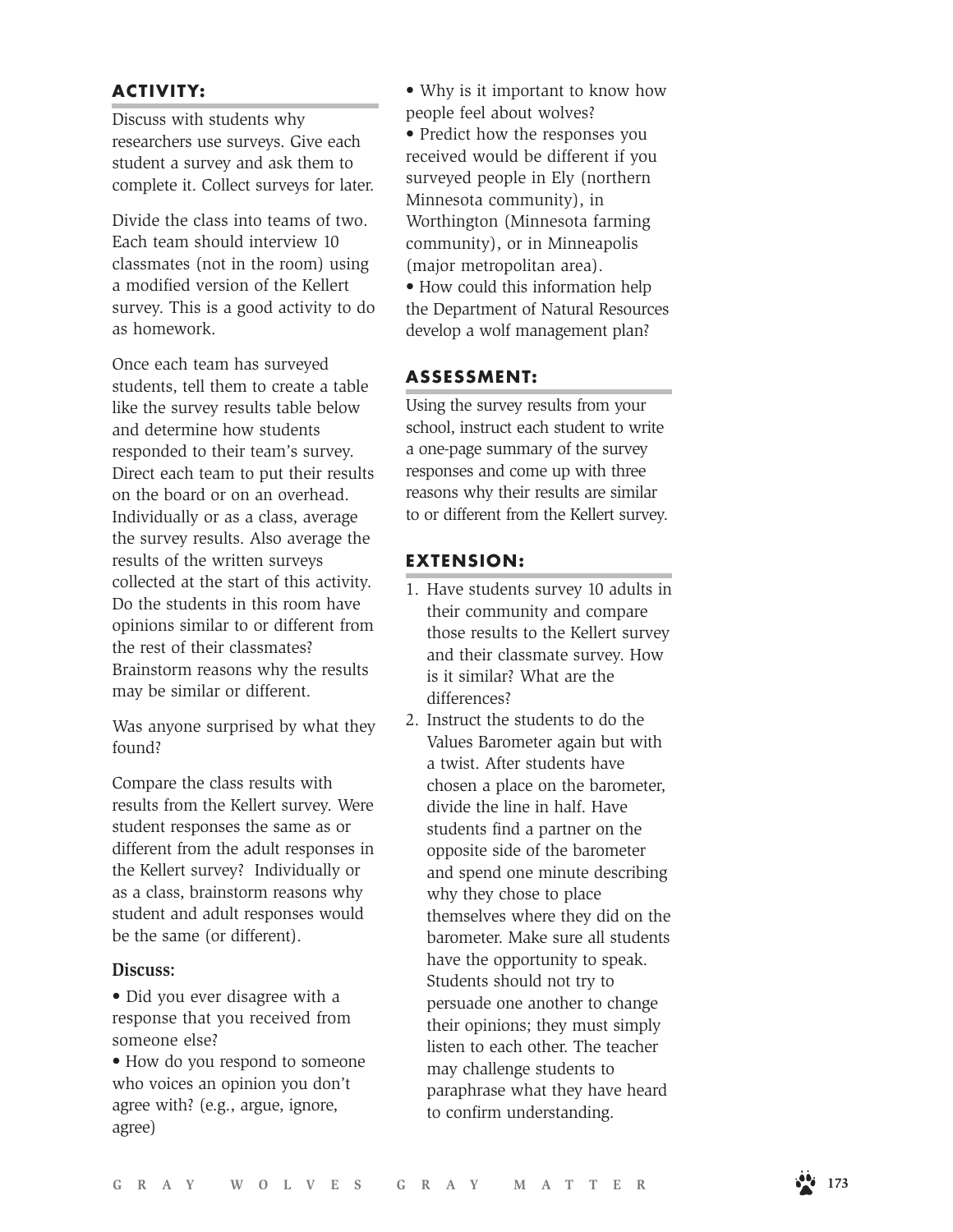## ACTIVITY:

Discuss with students why researchers use surveys. Give each student a survey and ask them to complete it. Collect surveys for later.

Divide the class into teams of two. Each team should interview 10 classmates (not in the room) using a modified version of the Kellert survey. This is a good activity to do as homework.

Once each team has surveyed students, tell them to create a table like the survey results table below and determine how students responded to their team's survey. Direct each team to put their results on the board or on an overhead. Individually or as a class, average the survey results. Also average the results of the written surveys collected at the start of this activity. Do the students in this room have opinions similar to or different from the rest of their classmates? Brainstorm reasons why the results may be similar or different.

Was anyone surprised by what they found?

Compare the class results with results from the Kellert survey. Were student responses the same as or different from the adult responses in the Kellert survey? Individually or as a class, brainstorm reasons why student and adult responses would be the same (or different).

**Discuss:**

- Did you ever disagree with a response that you received from someone else?
- How do you respond to someone who voices an opinion you don't agree with? (e.g., argue, ignore, agree)
- Why is it important to know how people feel about wolves?
- Predict how the responses you received would be different if you surveyed people in Ely (northern Minnesota community), in Worthington (Minnesota farming community), or in Minneapolis (major metropolitan area).
- How could this information help the Department of Natural Resources develop a wolf management plan?

## ASSESSMENT:

Using the survey results from your school, instruct each student to write a one-page summary of the survey responses and come up with three reasons why their results are similar to or different from the Kellert survey.

## EXTENSION:

1. Have students survey 10 adults in their community and compare those results to the Kellert survey and their classmate survey. How is it similar? What are the differences?
2. Instruct the students to do the Values Barometer again but with a twist. After students have chosen a place on the barometer, divide the line in half. Have students find a partner on the opposite side of the barometer and spend one minute describing why they chose to place themselves where they did on the barometer. Make sure all students have the opportunity to speak. Students should not try to persuade one another to change their opinions; they must simply listen to each other. The teacher may challenge students to paraphrase what they have heard to confirm understanding.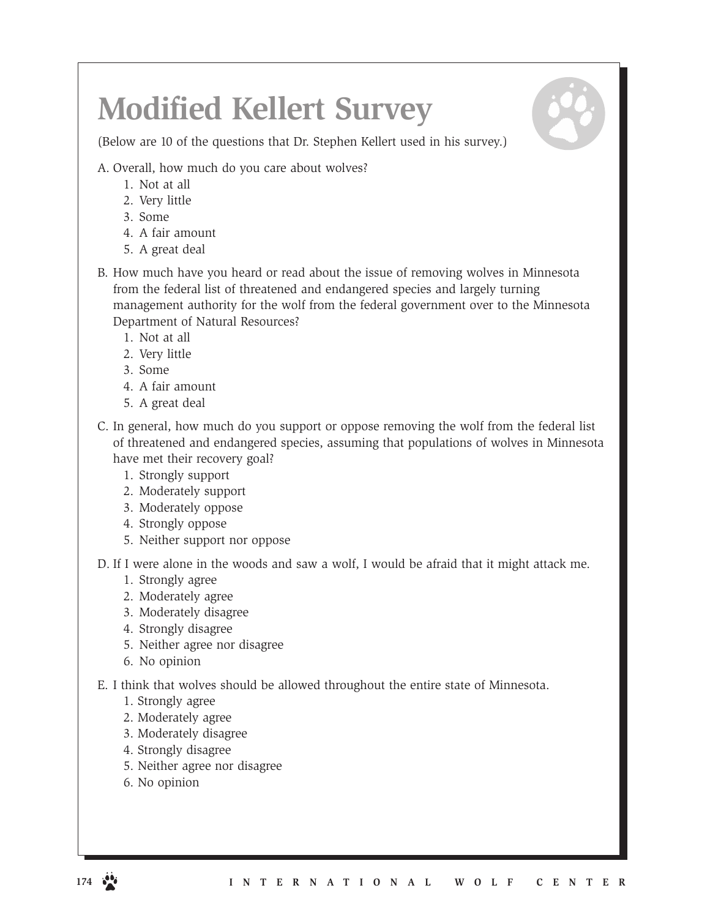# Modified Kellert Survey

(Below are 10 of the questions that Dr. Stephen Kellert used in his survey.)

A. Overall, how much do you care about wolves?

1. Not at all
2. Very little
3. Some
4. A fair amount
5. A great deal

B. How much have you heard or read about the issue of removing wolves in Minnesota from the federal list of threatened and endangered species and largely turning management authority for the wolf from the federal government over to the Minnesota Department of Natural Resources?

1. Not at all
2. Very little
3. Some
4. A fair amount
5. A great deal

C. In general, how much do you support or oppose removing the wolf from the federal list of threatened and endangered species, assuming that populations of wolves in Minnesota have met their recovery goal?

1. Strongly support
2. Moderately support
3. Moderately oppose
4. Strongly oppose
5. Neither support nor oppose

D. If I were alone in the woods and saw a wolf, I would be afraid that it might attack me.

1. Strongly agree
2. Moderately agree
3. Moderately disagree
4. Strongly disagree
5. Neither agree nor disagree
6. No opinion

E. I think that wolves should be allowed throughout the entire state of Minnesota.

1. Strongly agree
2. Moderately agree
3. Moderately disagree
4. Strongly disagree
5. Neither agree nor disagree
6. No opinion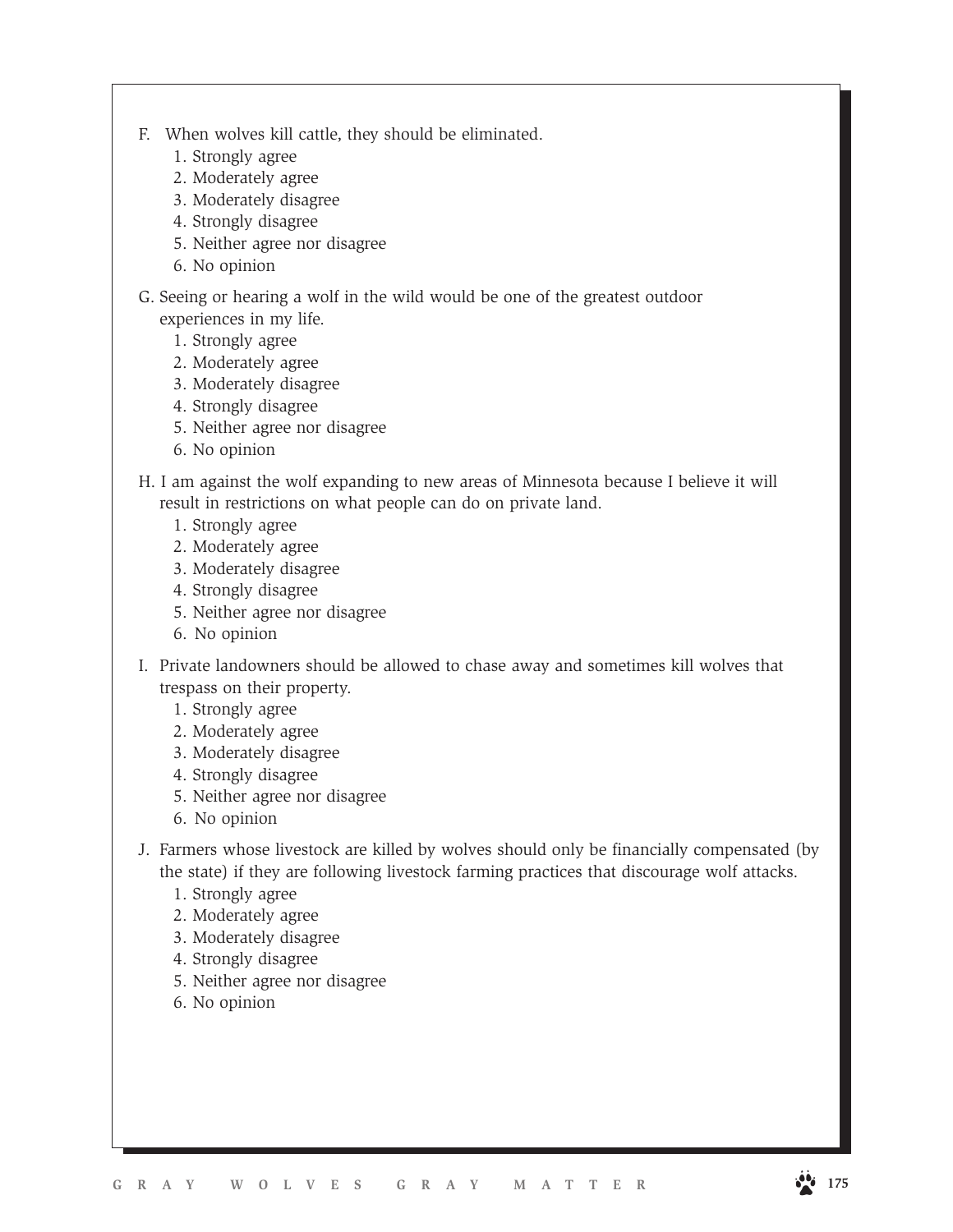F. When wolves kill cattle, they should be eliminated.
   1. Strongly agree
   2. Moderately agree
   3. Moderately disagree
   4. Strongly disagree
   5. Neither agree nor disagree
   6. No opinion

G. Seeing or hearing a wolf in the wild would be one of the greatest outdoor experiences in my life.
   1. Strongly agree
   2. Moderately agree
   3. Moderately disagree
   4. Strongly disagree
   5. Neither agree nor disagree
   6. No opinion

H. I am against the wolf expanding to new areas of Minnesota because I believe it will result in restrictions on what people can do on private land.
   1. Strongly agree
   2. Moderately agree
   3. Moderately disagree
   4. Strongly disagree
   5. Neither agree nor disagree
   6. No opinion

I. Private landowners should be allowed to chase away and sometimes kill wolves that trespass on their property.
   1. Strongly agree
   2. Moderately agree
   3. Moderately disagree
   4. Strongly disagree
   5. Neither agree nor disagree
   6. No opinion

J. Farmers whose livestock are killed by wolves should only be financially compensated (by the state) if they are following livestock farming practices that discourage wolf attacks.
   1. Strongly agree
   2. Moderately agree
   3. Moderately disagree
   4. Strongly disagree
   5. Neither agree nor disagree
   6. No opinion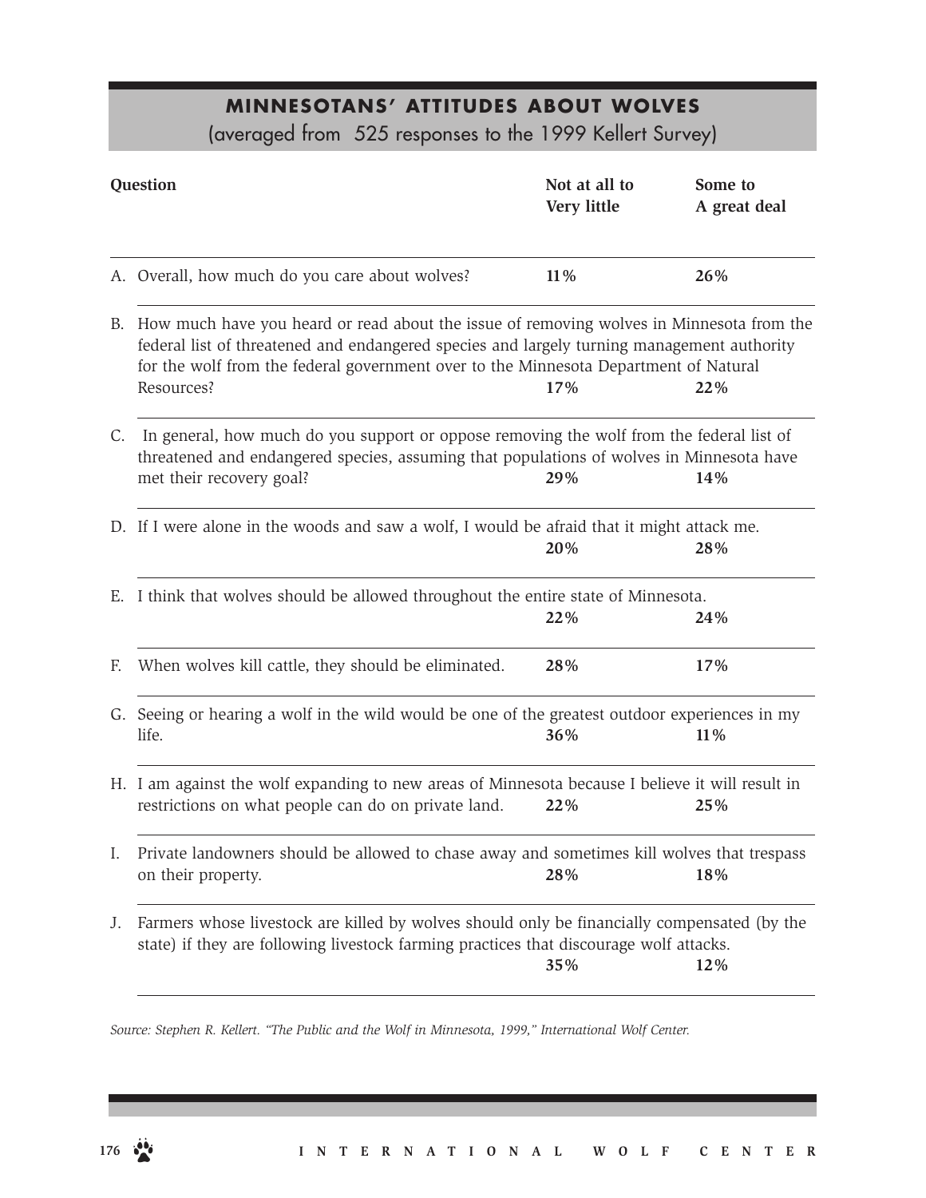## MINNESOTANS' ATTITUDES ABOUT WOLVES

(averaged from 525 responses to the 1999 Kellert Survey)

| Question | Not at all to Very little | Some to A great deal |
| --- | --- | --- |
| A. Overall, how much do you care about wolves? | **11%** | **26%** |
| B. How much have you heard or read about the issue of removing wolves in Minnesota from the federal list of threatened and endangered species and largely turning management authority for the wolf from the federal government over to the Minnesota Department of Natural Resources? | **17%** | **22%** |
| C. In general, how much do you support or oppose removing the wolf from the federal list of threatened and endangered species, assuming that populations of wolves in Minnesota have met their recovery goal? | **29%** | **14%** |
| D. If I were alone in the woods and saw a wolf, I would be afraid that it might attack me. | **20%** | **28%** |
| E. I think that wolves should be allowed throughout the entire state of Minnesota. | **22%** | **24%** |
| F. When wolves kill cattle, they should be eliminated. | **28%** | **17%** |
| G. Seeing or hearing a wolf in the wild would be one of the greatest outdoor experiences in my life. | **36%** | **11%** |
| H. I am against the wolf expanding to new areas of Minnesota because I believe it will result in restrictions on what people can do on private land. | **22%** | **25%** |
| I. Private landowners should be allowed to chase away and sometimes kill wolves that trespass on their property. | **28%** | **18%** |
| J. Farmers whose livestock are killed by wolves should only be financially compensated (by the state) if they are following livestock farming practices that discourage wolf attacks. | **35%** | **12%** |

*Source: Stephen R. Kellert. "The Public and the Wolf in Minnesota, 1999," International Wolf Center.*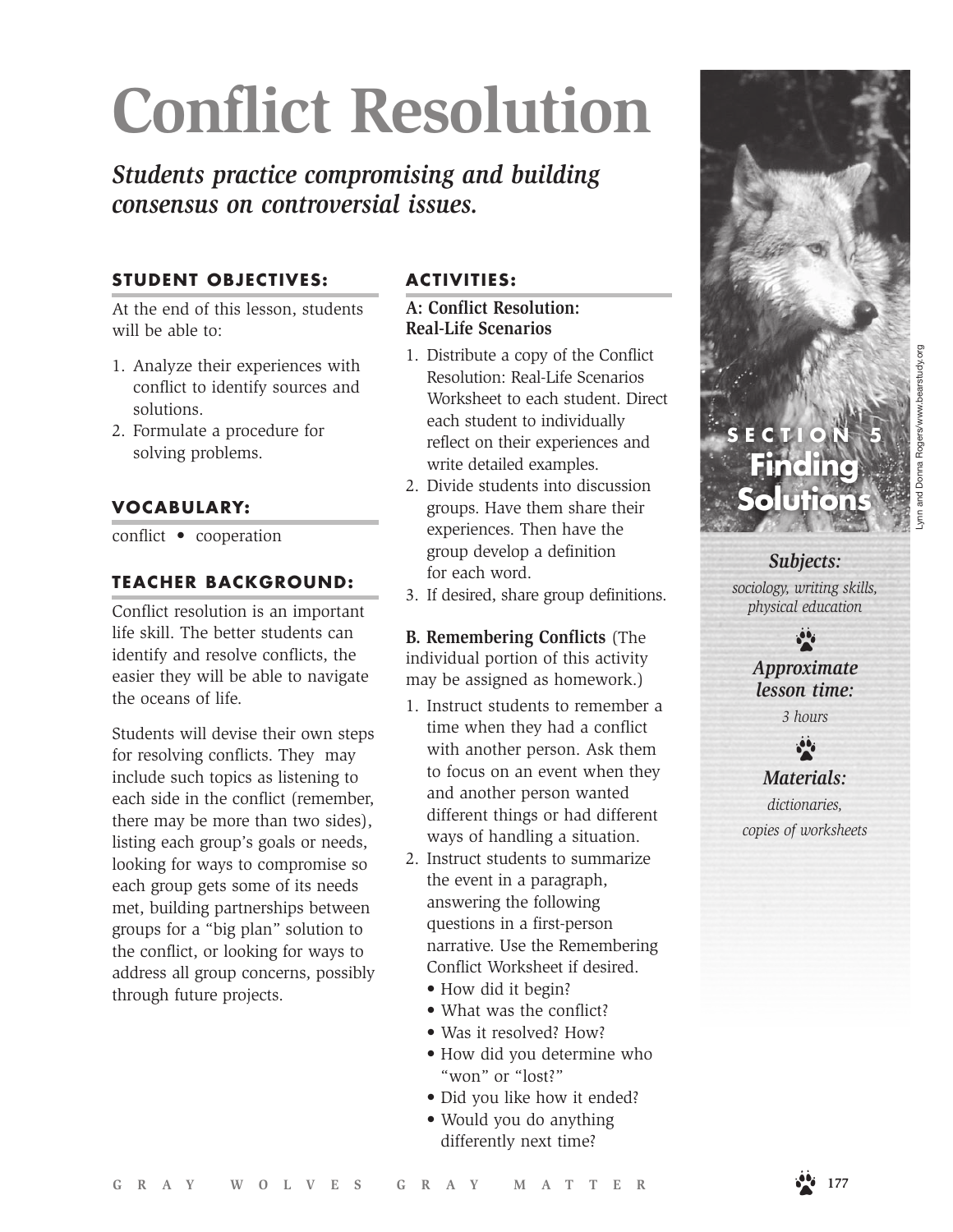# Conflict Resolution

***Students practice compromising and building consensus on controversial issues.***

Lynn and Donna Rogers/www.bearstudy.org

**SECTION 5**
**Finding Solutions**

***Subjects:***
*sociology, writing skills, physical education*

***Approximate lesson time:***
*3 hours*

***Materials:***
*dictionaries, copies of worksheets*

### STUDENT OBJECTIVES:

At the end of this lesson, students will be able to:

1. Analyze their experiences with conflict to identify sources and solutions.
2. Formulate a procedure for solving problems.

### VOCABULARY:

conflict • cooperation

### TEACHER BACKGROUND:

Conflict resolution is an important life skill. The better students can identify and resolve conflicts, the easier they will be able to navigate the oceans of life.

Students will devise their own steps for resolving conflicts. They may include such topics as listening to each side in the conflict (remember, there may be more than two sides), listing each group's goals or needs, looking for ways to compromise so each group gets some of its needs met, building partnerships between groups for a "big plan" solution to the conflict, or looking for ways to address all group concerns, possibly through future projects.

### ACTIVITIES:

**A: Conflict Resolution: Real-Life Scenarios**

1. Distribute a copy of the Conflict Resolution: Real-Life Scenarios Worksheet to each student. Direct each student to individually reflect on their experiences and write detailed examples.
2. Divide students into discussion groups. Have them share their experiences. Then have the group develop a definition for each word.
3. If desired, share group definitions.

**B. Remembering Conflicts** (The individual portion of this activity may be assigned as homework.)

1. Instruct students to remember a time when they had a conflict with another person. Ask them to focus on an event when they and another person wanted different things or had different ways of handling a situation.
2. Instruct students to summarize the event in a paragraph, answering the following questions in a first-person narrative. Use the Remembering Conflict Worksheet if desired.
   - How did it begin?
   - What was the conflict?
   - Was it resolved? How?
   - How did you determine who "won" or "lost?"
   - Did you like how it ended?
   - Would you do anything differently next time?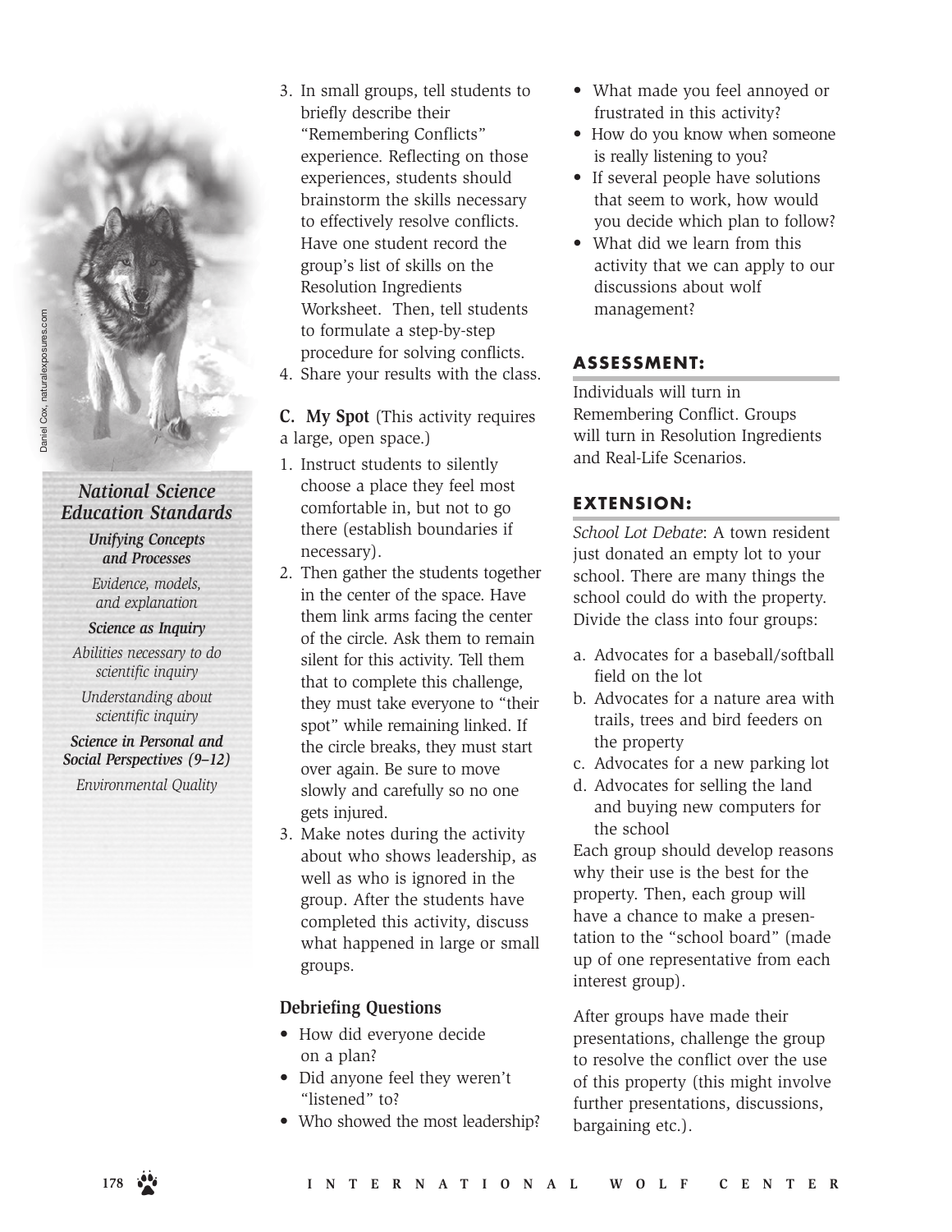3. In small groups, tell students to briefly describe their "Remembering Conflicts" experience. Reflecting on those experiences, students should brainstorm the skills necessary to effectively resolve conflicts. Have one student record the group's list of skills on the Resolution Ingredients Worksheet. Then, tell students to formulate a step-by-step procedure for solving conflicts.
4. Share your results with the class.

**C. My Spot** (This activity requires a large, open space.)

1. Instruct students to silently choose a place they feel most comfortable in, but not to go there (establish boundaries if necessary).
2. Then gather the students together in the center of the space. Have them link arms facing the center of the circle. Ask them to remain silent for this activity. Tell them that to complete this challenge, they must take everyone to "their spot" while remaining linked. If the circle breaks, they must start over again. Be sure to move slowly and carefully so no one gets injured.
3. Make notes during the activity about who shows leadership, as well as who is ignored in the group. After the students have completed this activity, discuss what happened in large or small groups.

### Debriefing Questions

- How did everyone decide on a plan?
- Did anyone feel they weren't "listened" to?
- Who showed the most leadership?
- What made you feel annoyed or frustrated in this activity?
- How do you know when someone is really listening to you?
- If several people have solutions that seem to work, how would you decide which plan to follow?
- What did we learn from this activity that we can apply to our discussions about wolf management?

## ASSESSMENT:

Individuals will turn in Remembering Conflict. Groups will turn in Resolution Ingredients and Real-Life Scenarios.

## EXTENSION:

*School Lot Debate*: A town resident just donated an empty lot to your school. There are many things the school could do with the property. Divide the class into four groups:

a. Advocates for a baseball/softball field on the lot
b. Advocates for a nature area with trails, trees and bird feeders on the property
c. Advocates for a new parking lot
d. Advocates for selling the land and buying new computers for the school

Each group should develop reasons why their use is the best for the property. Then, each group will have a chance to make a presentation to the "school board" (made up of one representative from each interest group).

After groups have made their presentations, challenge the group to resolve the conflict over the use of this property (this might involve further presentations, discussions, bargaining etc.).

Daniel Cox, naturalexposures.com

***National Science Education Standards***

***Unifying Concepts and Processes***

*Evidence, models, and explanation*

***Science as Inquiry***

*Abilities necessary to do scientific inquiry*

*Understanding about scientific inquiry*

***Science in Personal and Social Perspectives (9–12)***

*Environmental Quality*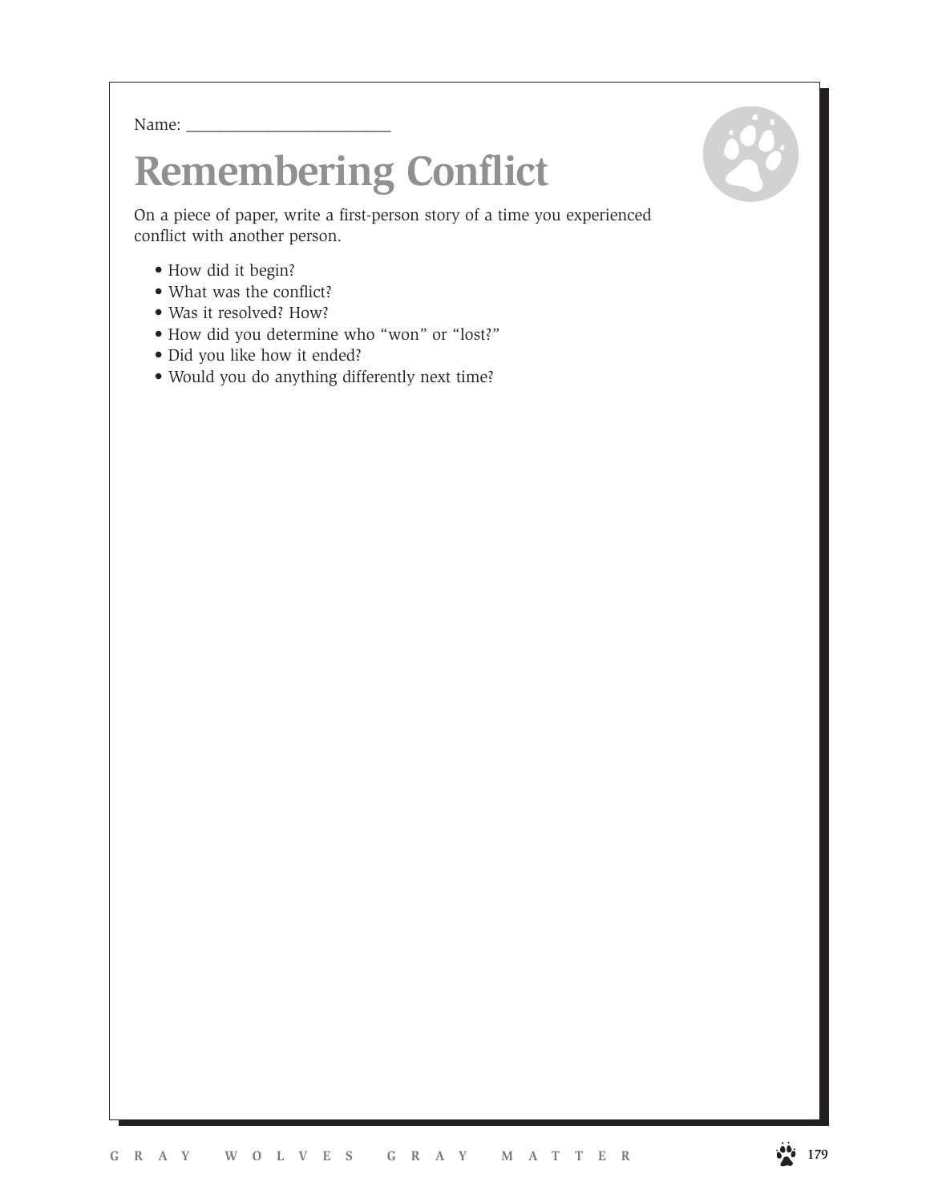Name: ________________________

# Remembering Conflict

On a piece of paper, write a first-person story of a time you experienced conflict with another person.

- How did it begin?
- What was the conflict?
- Was it resolved? How?
- How did you determine who “won” or “lost?”
- Did you like how it ended?
- Would you do anything differently next time?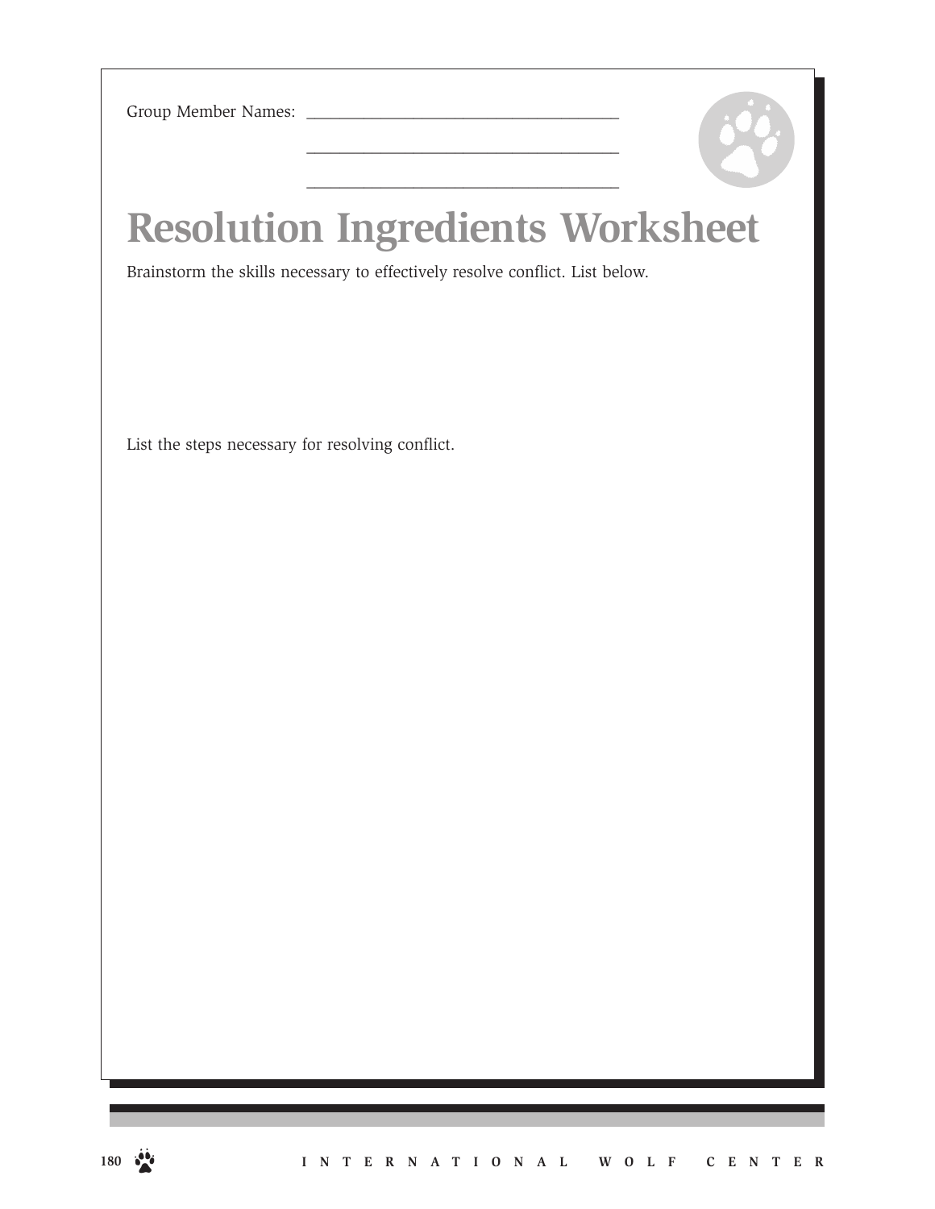Group Member Names: ____________________________________

____________________________________

____________________________________

# Resolution Ingredients Worksheet

Brainstorm the skills necessary to effectively resolve conflict. List below.

List the steps necessary for resolving conflict.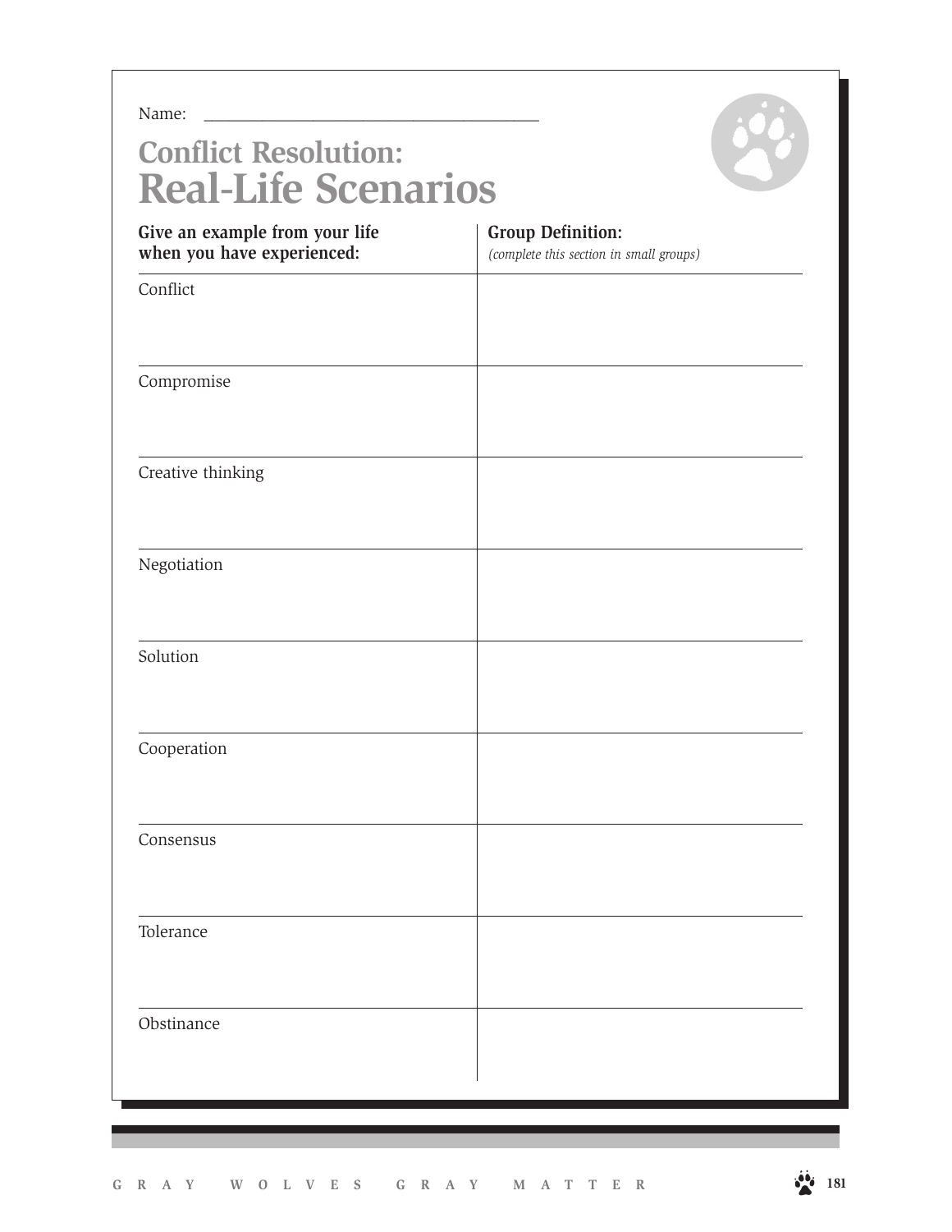Name: ______________________________________

# Conflict Resolution: Real-Life Scenarios

| Give an example from your life when you have experienced: | Group Definition: *(complete this section in small groups)* |
| --- | --- |
| Conflict | |
| Compromise | |
| Creative thinking | |
| Negotiation | |
| Solution | |
| Cooperation | |
| Consensus | |
| Tolerance | |
| Obstinance | |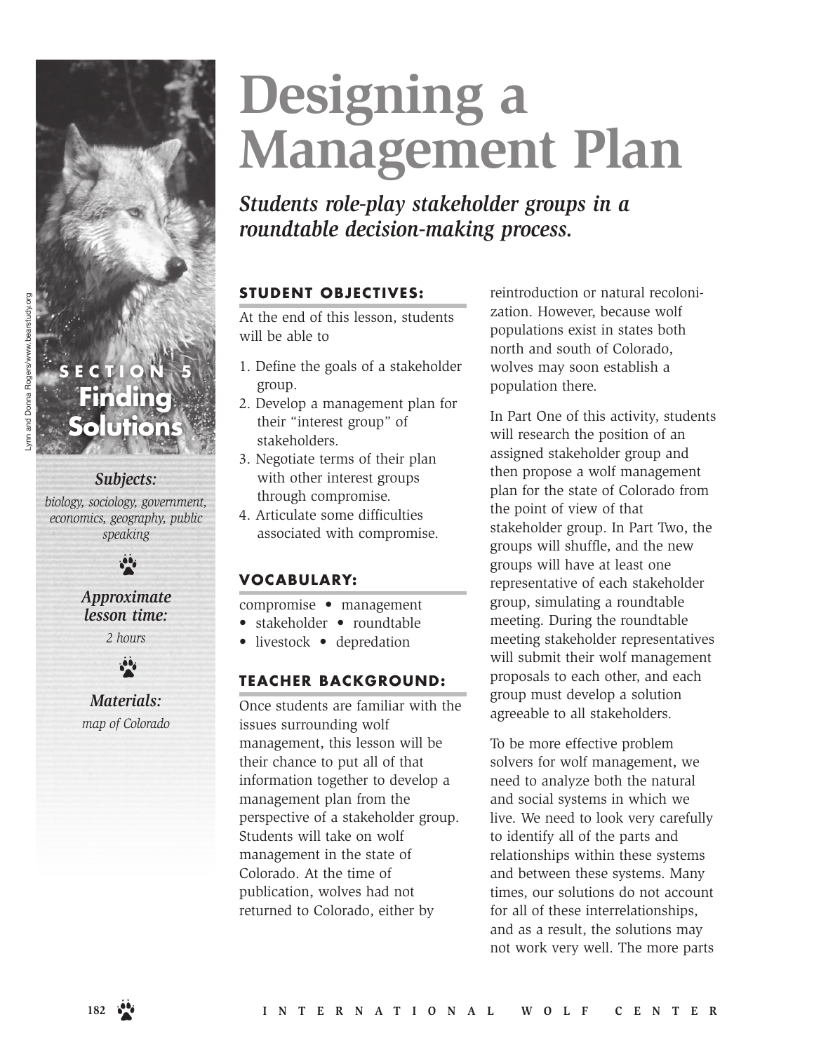# Designing a Management Plan

***Students role-play stakeholder groups in a roundtable decision-making process.***

Lynn and Donna Rogers/www.bearstudy.org

**SECTION 5**
**Finding Solutions**

***Subjects:***
*biology, sociology, government, economics, geography, public speaking*

***Approximate lesson time:***
*2 hours*

***Materials:***
*map of Colorado*

## STUDENT OBJECTIVES:

At the end of this lesson, students will be able to

1. Define the goals of a stakeholder group.
2. Develop a management plan for their "interest group" of stakeholders.
3. Negotiate terms of their plan with other interest groups through compromise.
4. Articulate some difficulties associated with compromise.

## VOCABULARY:

compromise • management • stakeholder • roundtable • livestock • depredation

## TEACHER BACKGROUND:

Once students are familiar with the issues surrounding wolf management, this lesson will be their chance to put all of that information together to develop a management plan from the perspective of a stakeholder group. Students will take on wolf management in the state of Colorado. At the time of publication, wolves had not returned to Colorado, either by reintroduction or natural recolonization. However, because wolf populations exist in states both north and south of Colorado, wolves may soon establish a population there.

In Part One of this activity, students will research the position of an assigned stakeholder group and then propose a wolf management plan for the state of Colorado from the point of view of that stakeholder group. In Part Two, the groups will shuffle, and the new groups will have at least one representative of each stakeholder group, simulating a roundtable meeting. During the roundtable meeting stakeholder representatives will submit their wolf management proposals to each other, and each group must develop a solution agreeable to all stakeholders.

To be more effective problem solvers for wolf management, we need to analyze both the natural and social systems in which we live. We need to look very carefully to identify all of the parts and relationships within these systems and between these systems. Many times, our solutions do not account for all of these interrelationships, and as a result, the solutions may not work very well. The more parts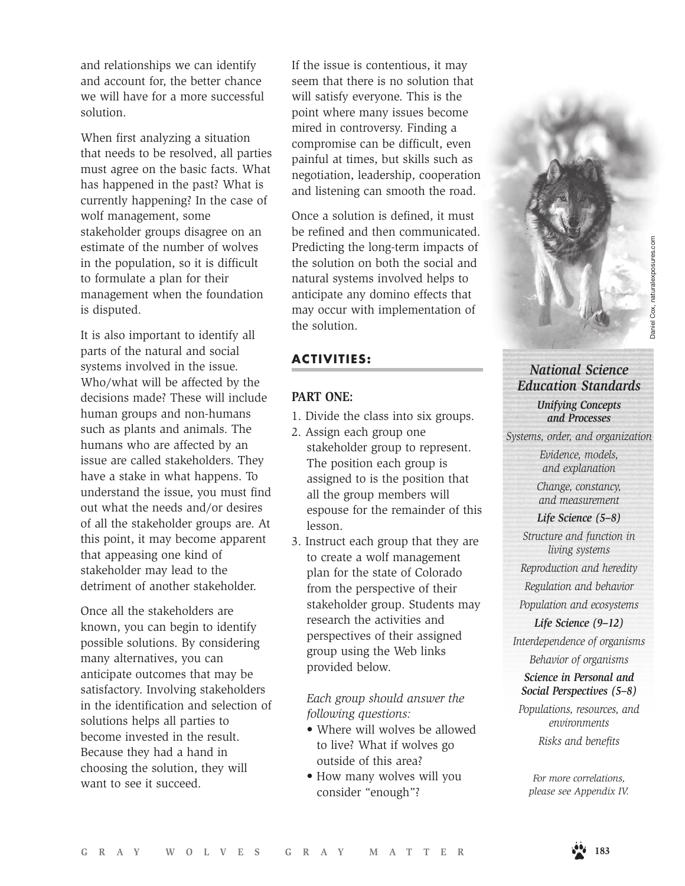and relationships we can identify and account for, the better chance we will have for a more successful solution.

When first analyzing a situation that needs to be resolved, all parties must agree on the basic facts. What has happened in the past? What is currently happening? In the case of wolf management, some stakeholder groups disagree on an estimate of the number of wolves in the population, so it is difficult to formulate a plan for their management when the foundation is disputed.

It is also important to identify all parts of the natural and social systems involved in the issue. Who/what will be affected by the decisions made? These will include human groups and non-humans such as plants and animals. The humans who are affected by an issue are called stakeholders. They have a stake in what happens. To understand the issue, you must find out what the needs and/or desires of all the stakeholder groups are. At this point, it may become apparent that appeasing one kind of stakeholder may lead to the detriment of another stakeholder.

Once all the stakeholders are known, you can begin to identify possible solutions. By considering many alternatives, you can anticipate outcomes that may be satisfactory. Involving stakeholders in the identification and selection of solutions helps all parties to become invested in the result. Because they had a hand in choosing the solution, they will want to see it succeed.

If the issue is contentious, it may seem that there is no solution that will satisfy everyone. This is the point where many issues become mired in controversy. Finding a compromise can be difficult, even painful at times, but skills such as negotiation, leadership, cooperation and listening can smooth the road.

Once a solution is defined, it must be refined and then communicated. Predicting the long-term impacts of the solution on both the social and natural systems involved helps to anticipate any domino effects that may occur with implementation of the solution.

## ACTIVITIES:

### PART ONE:

1. Divide the class into six groups.
2. Assign each group one stakeholder group to represent. The position each group is assigned to is the position that all the group members will espouse for the remainder of this lesson.
3. Instruct each group that they are to create a wolf management plan for the state of Colorado from the perspective of their stakeholder group. Students may research the activities and perspectives of their assigned group using the Web links provided below.

*Each group should answer the following questions:*

- Where will wolves be allowed to live? What if wolves go outside of this area?
- How many wolves will you consider "enough"?

Daniel Cox, naturalexposures.com

***National Science Education Standards***

***Unifying Concepts and Processes***

*Systems, order, and organization*

*Evidence, models, and explanation*

*Change, constancy, and measurement*

***Life Science (5–8)***

*Structure and function in living systems*

*Reproduction and heredity*

*Regulation and behavior*

*Population and ecosystems*

***Life Science (9–12)***

*Interdependence of organisms*

*Behavior of organisms*

***Science in Personal and Social Perspectives (5–8)***

*Populations, resources, and environments*

*Risks and benefits*

*For more correlations, please see Appendix IV.*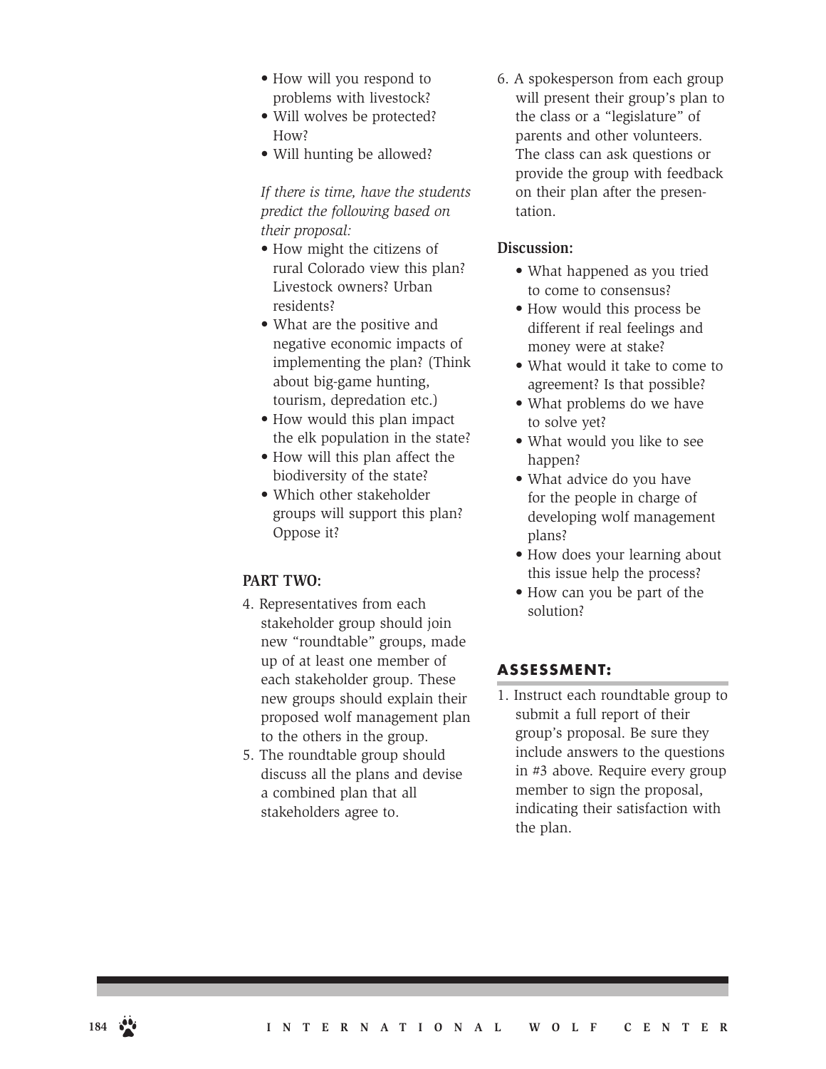- How will you respond to problems with livestock?
- Will wolves be protected? How?
- Will hunting be allowed?

*If there is time, have the students predict the following based on their proposal:*

- How might the citizens of rural Colorado view this plan? Livestock owners? Urban residents?
- What are the positive and negative economic impacts of implementing the plan? (Think about big-game hunting, tourism, depredation etc.)
- How would this plan impact the elk population in the state?
- How will this plan affect the biodiversity of the state?
- Which other stakeholder groups will support this plan? Oppose it?

### PART TWO:

4. Representatives from each stakeholder group should join new "roundtable" groups, made up of at least one member of each stakeholder group. These new groups should explain their proposed wolf management plan to the others in the group.
5. The roundtable group should discuss all the plans and devise a combined plan that all stakeholders agree to.
6. A spokesperson from each group will present their group's plan to the class or a "legislature" of parents and other volunteers. The class can ask questions or provide the group with feedback on their plan after the presentation.

### Discussion:

- What happened as you tried to come to consensus?
- How would this process be different if real feelings and money were at stake?
- What would it take to come to agreement? Is that possible?
- What problems do we have to solve yet?
- What would you like to see happen?
- What advice do you have for the people in charge of developing wolf management plans?
- How does your learning about this issue help the process?
- How can you be part of the solution?

## ASSESSMENT:

1. Instruct each roundtable group to submit a full report of their group's proposal. Be sure they include answers to the questions in #3 above. Require every group member to sign the proposal, indicating their satisfaction with the plan.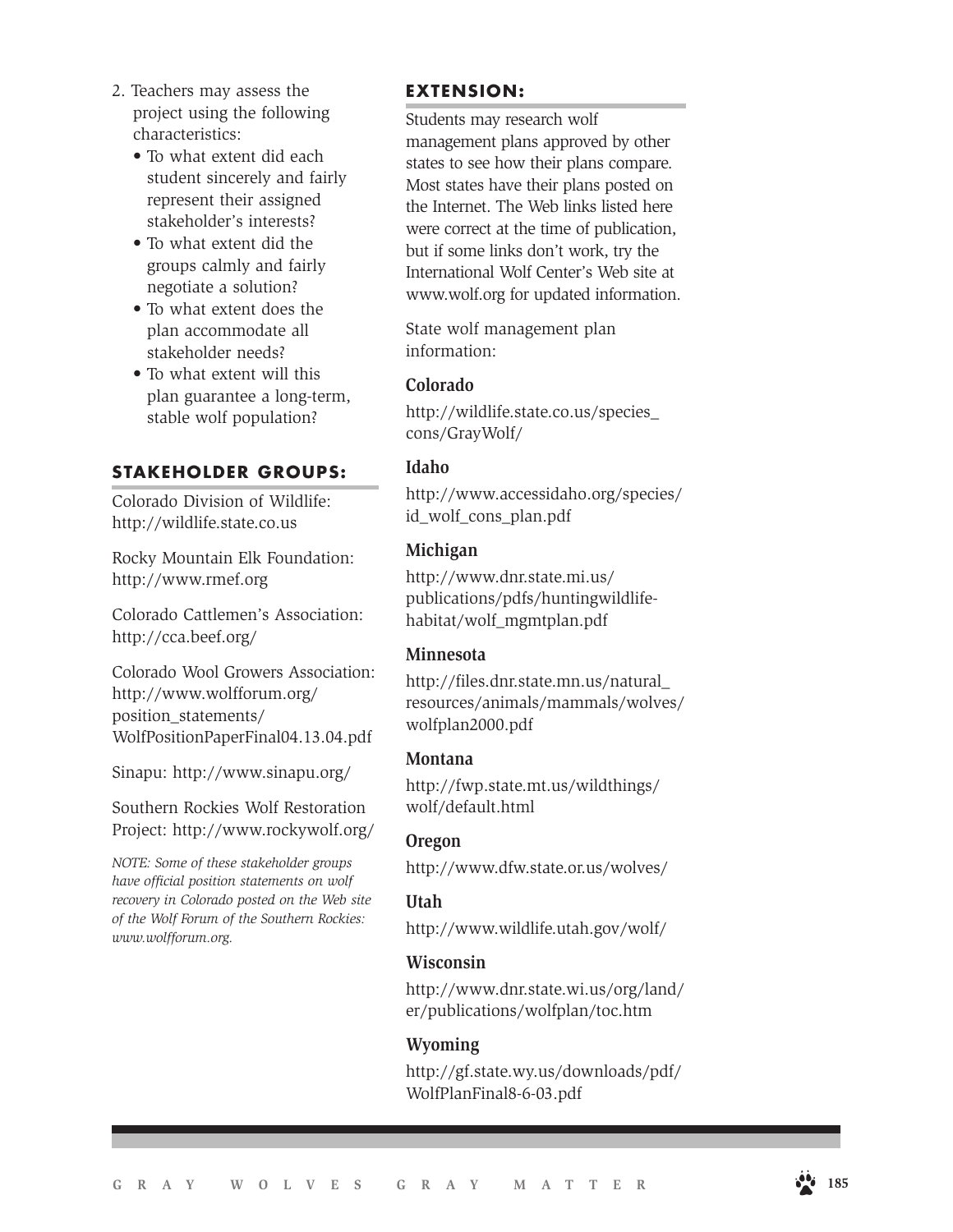2. Teachers may assess the project using the following characteristics:
   - To what extent did each student sincerely and fairly represent their assigned stakeholder's interests?
   - To what extent did the groups calmly and fairly negotiate a solution?
   - To what extent does the plan accommodate all stakeholder needs?
   - To what extent will this plan guarantee a long-term, stable wolf population?

## STAKEHOLDER GROUPS:

Colorado Division of Wildlife: http://wildlife.state.co.us

Rocky Mountain Elk Foundation: http://www.rmef.org

Colorado Cattlemen's Association: http://cca.beef.org/

Colorado Wool Growers Association: http://www.wolfforum.org/position_statements/WolfPositionPaperFinal04.13.04.pdf

Sinapu: http://www.sinapu.org/

Southern Rockies Wolf Restoration Project: http://www.rockywolf.org/

*NOTE: Some of these stakeholder groups have official position statements on wolf recovery in Colorado posted on the Web site of the Wolf Forum of the Southern Rockies: www.wolfforum.org.*

## EXTENSION:

Students may research wolf management plans approved by other states to see how their plans compare. Most states have their plans posted on the Internet. The Web links listed here were correct at the time of publication, but if some links don't work, try the International Wolf Center's Web site at www.wolf.org for updated information.

State wolf management plan information:

**Colorado**

http://wildlife.state.co.us/species_cons/GrayWolf/

**Idaho**

http://www.accessidaho.org/species/id_wolf_cons_plan.pdf

**Michigan**

http://www.dnr.state.mi.us/publications/pdfs/huntingwildlifehabitat/wolf_mgmtplan.pdf

**Minnesota**

http://files.dnr.state.mn.us/natural_resources/animals/mammals/wolves/wolfplan2000.pdf

**Montana**

http://fwp.state.mt.us/wildthings/wolf/default.html

**Oregon**

http://www.dfw.state.or.us/wolves/

**Utah**

http://www.wildlife.utah.gov/wolf/

**Wisconsin**

http://www.dnr.state.wi.us/org/land/er/publications/wolfplan/toc.htm

**Wyoming**

http://gf.state.wy.us/downloads/pdf/WolfPlanFinal8-6-03.pdf